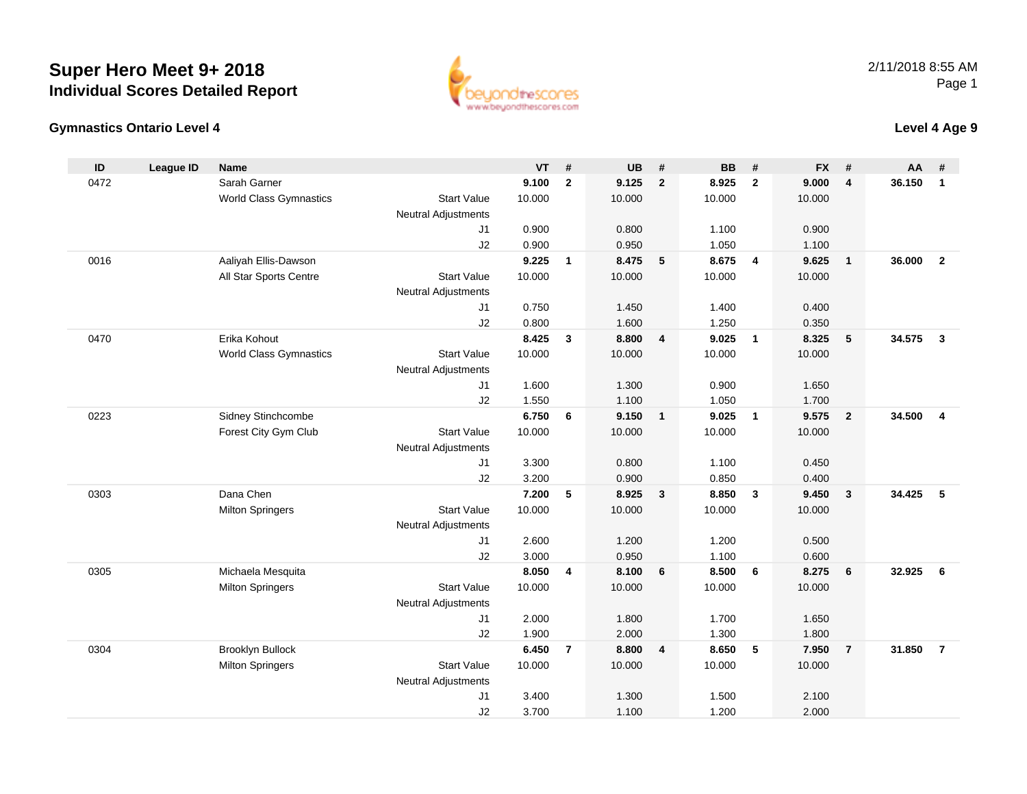# Super Hero Meet 9+ 2018

## Individual Scores Detailed Report

2/11/2018 8:55 AM

### Gymnastics Ontario Level 4

### Level 4 Age 9

| ID | League ID | Name | | VT | # | UB | # | BB | # | FX | # | AA | # |
|---|---|---|---|---|---|---|---|---|---|---|---|---|---|
| 0472 | | Sarah Garner | | **9.100** | **2** | **9.125** | **2** | **8.925** | **2** | **9.000** | **4** | **36.150** | **1** |
| | | World Class Gymnastics | Start Value | 10.000 | | 10.000 | | 10.000 | | 10.000 | | | |
| | | | Neutral Adjustments | | | | | | | | | | |
| | | | J1 | 0.900 | | 0.800 | | 1.100 | | 0.900 | | | |
| | | | J2 | 0.900 | | 0.950 | | 1.050 | | 1.100 | | | |
| 0016 | | Aaliyah Ellis-Dawson | | **9.225** | **1** | **8.475** | **5** | **8.675** | **4** | **9.625** | **1** | **36.000** | **2** |
| | | All Star Sports Centre | Start Value | 10.000 | | 10.000 | | 10.000 | | 10.000 | | | |
| | | | Neutral Adjustments | | | | | | | | | | |
| | | | J1 | 0.750 | | 1.450 | | 1.400 | | 0.400 | | | |
| | | | J2 | 0.800 | | 1.600 | | 1.250 | | 0.350 | | | |
| 0470 | | Erika Kohout | | **8.425** | **3** | **8.800** | **4** | **9.025** | **1** | **8.325** | **5** | **34.575** | **3** |
| | | World Class Gymnastics | Start Value | 10.000 | | 10.000 | | 10.000 | | 10.000 | | | |
| | | | Neutral Adjustments | | | | | | | | | | |
| | | | J1 | 1.600 | | 1.300 | | 0.900 | | 1.650 | | | |
| | | | J2 | 1.550 | | 1.100 | | 1.050 | | 1.700 | | | |
| 0223 | | Sidney Stinchcombe | | **6.750** | **6** | **9.150** | **1** | **9.025** | **1** | **9.575** | **2** | **34.500** | **4** |
| | | Forest City Gym Club | Start Value | 10.000 | | 10.000 | | 10.000 | | 10.000 | | | |
| | | | Neutral Adjustments | | | | | | | | | | |
| | | | J1 | 3.300 | | 0.800 | | 1.100 | | 0.450 | | | |
| | | | J2 | 3.200 | | 0.900 | | 0.850 | | 0.400 | | | |
| 0303 | | Dana Chen | | **7.200** | **5** | **8.925** | **3** | **8.850** | **3** | **9.450** | **3** | **34.425** | **5** |
| | | Milton Springers | Start Value | 10.000 | | 10.000 | | 10.000 | | 10.000 | | | |
| | | | Neutral Adjustments | | | | | | | | | | |
| | | | J1 | 2.600 | | 1.200 | | 1.200 | | 0.500 | | | |
| | | | J2 | 3.000 | | 0.950 | | 1.100 | | 0.600 | | | |
| 0305 | | Michaela Mesquita | | **8.050** | **4** | **8.100** | **6** | **8.500** | **6** | **8.275** | **6** | **32.925** | **6** |
| | | Milton Springers | Start Value | 10.000 | | 10.000 | | 10.000 | | 10.000 | | | |
| | | | Neutral Adjustments | | | | | | | | | | |
| | | | J1 | 2.000 | | 1.800 | | 1.700 | | 1.650 | | | |
| | | | J2 | 1.900 | | 2.000 | | 1.300 | | 1.800 | | | |
| 0304 | | Brooklyn Bullock | | **6.450** | **7** | **8.800** | **4** | **8.650** | **5** | **7.950** | **7** | **31.850** | **7** |
| | | Milton Springers | Start Value | 10.000 | | 10.000 | | 10.000 | | 10.000 | | | |
| | | | Neutral Adjustments | | | | | | | | | | |
| | | | J1 | 3.400 | | 1.300 | | 1.500 | | 2.100 | | | |
| | | | J2 | 3.700 | | 1.100 | | 1.200 | | 2.000 | | | |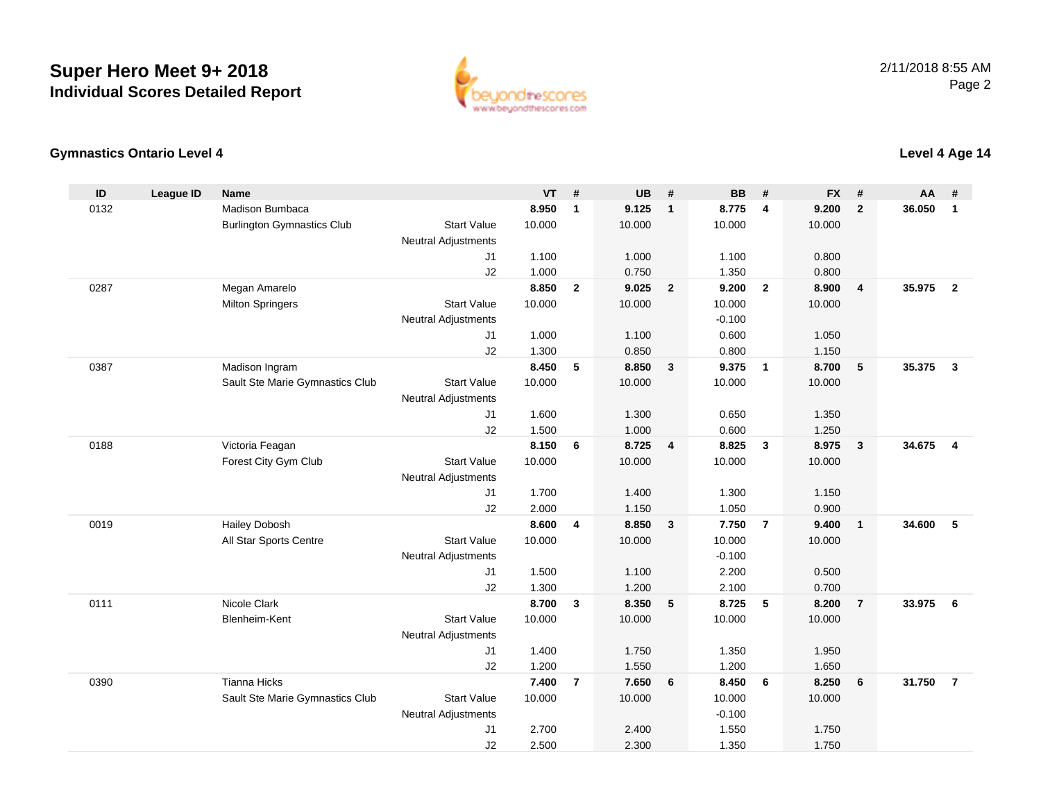# Super Hero Meet 9+ 2018
## Individual Scores Detailed Report

2/11/2018 8:55 AM

### Gymnastics Ontario Level 4

### Level 4 Age 14

| ID | League ID | Name | | VT | # | UB | # | BB | # | FX | # | AA | # |
|---|---|---|---|---|---|---|---|---|---|---|---|---|---|
| 0132 | | Madison Bumbaca | | **8.950** | **1** | **9.125** | **1** | **8.775** | **4** | **9.200** | **2** | **36.050** | **1** |
| | | Burlington Gymnastics Club | Start Value | 10.000 | | 10.000 | | 10.000 | | 10.000 | | | |
| | | | Neutral Adjustments | | | | | | | | | | |
| | | | J1 | 1.100 | | 1.000 | | 1.100 | | 0.800 | | | |
| | | | J2 | 1.000 | | 0.750 | | 1.350 | | 0.800 | | | |
| 0287 | | Megan Amarelo | | **8.850** | **2** | **9.025** | **2** | **9.200** | **2** | **8.900** | **4** | **35.975** | **2** |
| | | Milton Springers | Start Value | 10.000 | | 10.000 | | 10.000 | | 10.000 | | | |
| | | | Neutral Adjustments | | | | | -0.100 | | | | | |
| | | | J1 | 1.000 | | 1.100 | | 0.600 | | 1.050 | | | |
| | | | J2 | 1.300 | | 0.850 | | 0.800 | | 1.150 | | | |
| 0387 | | Madison Ingram | | **8.450** | **5** | **8.850** | **3** | **9.375** | **1** | **8.700** | **5** | **35.375** | **3** |
| | | Sault Ste Marie Gymnastics Club | Start Value | 10.000 | | 10.000 | | 10.000 | | 10.000 | | | |
| | | | Neutral Adjustments | | | | | | | | | | |
| | | | J1 | 1.600 | | 1.300 | | 0.650 | | 1.350 | | | |
| | | | J2 | 1.500 | | 1.000 | | 0.600 | | 1.250 | | | |
| 0188 | | Victoria Feagan | | **8.150** | **6** | **8.725** | **4** | **8.825** | **3** | **8.975** | **3** | **34.675** | **4** |
| | | Forest City Gym Club | Start Value | 10.000 | | 10.000 | | 10.000 | | 10.000 | | | |
| | | | Neutral Adjustments | | | | | | | | | | |
| | | | J1 | 1.700 | | 1.400 | | 1.300 | | 1.150 | | | |
| | | | J2 | 2.000 | | 1.150 | | 1.050 | | 0.900 | | | |
| 0019 | | Hailey Dobosh | | **8.600** | **4** | **8.850** | **3** | **7.750** | **7** | **9.400** | **1** | **34.600** | **5** |
| | | All Star Sports Centre | Start Value | 10.000 | | 10.000 | | 10.000 | | 10.000 | | | |
| | | | Neutral Adjustments | | | | | -0.100 | | | | | |
| | | | J1 | 1.500 | | 1.100 | | 2.200 | | 0.500 | | | |
| | | | J2 | 1.300 | | 1.200 | | 2.100 | | 0.700 | | | |
| 0111 | | Nicole Clark | | **8.700** | **3** | **8.350** | **5** | **8.725** | **5** | **8.200** | **7** | **33.975** | **6** |
| | | Blenheim-Kent | Start Value | 10.000 | | 10.000 | | 10.000 | | 10.000 | | | |
| | | | Neutral Adjustments | | | | | | | | | | |
| | | | J1 | 1.400 | | 1.750 | | 1.350 | | 1.950 | | | |
| | | | J2 | 1.200 | | 1.550 | | 1.200 | | 1.650 | | | |
| 0390 | | Tianna Hicks | | **7.400** | **7** | **7.650** | **6** | **8.450** | **6** | **8.250** | **6** | **31.750** | **7** |
| | | Sault Ste Marie Gymnastics Club | Start Value | 10.000 | | 10.000 | | 10.000 | | 10.000 | | | |
| | | | Neutral Adjustments | | | | | -0.100 | | | | | |
| | | | J1 | 2.700 | | 2.400 | | 1.550 | | 1.750 | | | |
| | | | J2 | 2.500 | | 2.300 | | 1.350 | | 1.750 | | | |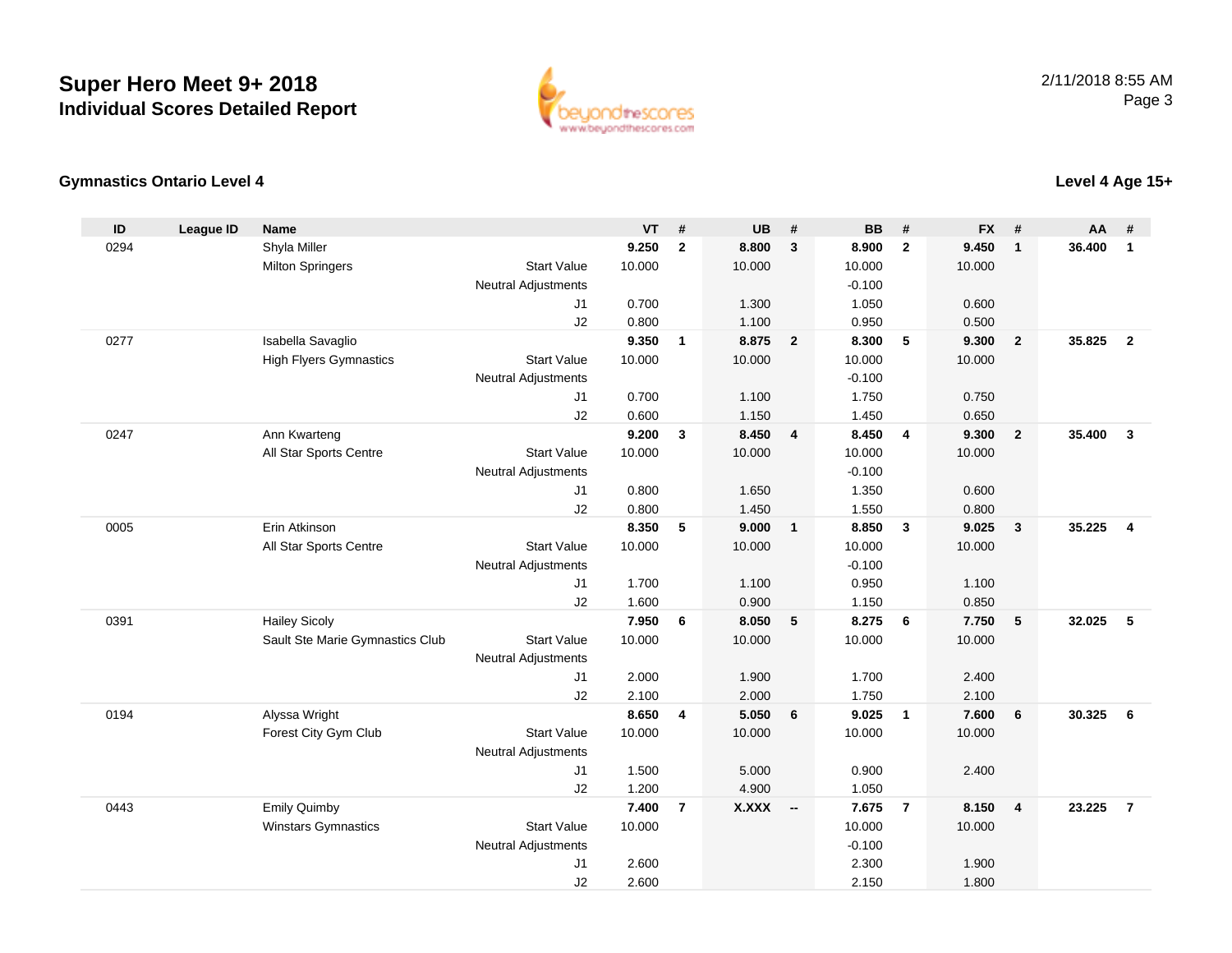# Super Hero Meet 9+ 2018

## Individual Scores Detailed Report

2/11/2018 8:55 AM

### Gymnastics Ontario Level 4

### Level 4 Age 15+

| ID | League ID | Name | | VT | # | UB | # | BB | # | FX | # | AA | # |
|---|---|---|---|---|---|---|---|---|---|---|---|---|---|
| 0294 | | Shyla Miller | | **9.250** | **2** | **8.800** | **3** | **8.900** | **2** | **9.450** | **1** | **36.400** | **1** |
| | | Milton Springers | Start Value | 10.000 | | 10.000 | | 10.000 | | 10.000 | | | |
| | | | Neutral Adjustments | | | | | -0.100 | | | | | |
| | | | J1 | 0.700 | | 1.300 | | 1.050 | | 0.600 | | | |
| | | | J2 | 0.800 | | 1.100 | | 0.950 | | 0.500 | | | |
| 0277 | | Isabella Savaglio | | **9.350** | **1** | **8.875** | **2** | **8.300** | **5** | **9.300** | **2** | **35.825** | **2** |
| | | High Flyers Gymnastics | Start Value | 10.000 | | 10.000 | | 10.000 | | 10.000 | | | |
| | | | Neutral Adjustments | | | | | -0.100 | | | | | |
| | | | J1 | 0.700 | | 1.100 | | 1.750 | | 0.750 | | | |
| | | | J2 | 0.600 | | 1.150 | | 1.450 | | 0.650 | | | |
| 0247 | | Ann Kwarteng | | **9.200** | **3** | **8.450** | **4** | **8.450** | **4** | **9.300** | **2** | **35.400** | **3** |
| | | All Star Sports Centre | Start Value | 10.000 | | 10.000 | | 10.000 | | 10.000 | | | |
| | | | Neutral Adjustments | | | | | -0.100 | | | | | |
| | | | J1 | 0.800 | | 1.650 | | 1.350 | | 0.600 | | | |
| | | | J2 | 0.800 | | 1.450 | | 1.550 | | 0.800 | | | |
| 0005 | | Erin Atkinson | | **8.350** | **5** | **9.000** | **1** | **8.850** | **3** | **9.025** | **3** | **35.225** | **4** |
| | | All Star Sports Centre | Start Value | 10.000 | | 10.000 | | 10.000 | | 10.000 | | | |
| | | | Neutral Adjustments | | | | | -0.100 | | | | | |
| | | | J1 | 1.700 | | 1.100 | | 0.950 | | 1.100 | | | |
| | | | J2 | 1.600 | | 0.900 | | 1.150 | | 0.850 | | | |
| 0391 | | Hailey Sicoly | | **7.950** | **6** | **8.050** | **5** | **8.275** | **6** | **7.750** | **5** | **32.025** | **5** |
| | | Sault Ste Marie Gymnastics Club | Start Value | 10.000 | | 10.000 | | 10.000 | | 10.000 | | | |
| | | | Neutral Adjustments | | | | | | | | | | |
| | | | J1 | 2.000 | | 1.900 | | 1.700 | | 2.400 | | | |
| | | | J2 | 2.100 | | 2.000 | | 1.750 | | 2.100 | | | |
| 0194 | | Alyssa Wright | | **8.650** | **4** | **5.050** | **6** | **9.025** | **1** | **7.600** | **6** | **30.325** | **6** |
| | | Forest City Gym Club | Start Value | 10.000 | | 10.000 | | 10.000 | | 10.000 | | | |
| | | | Neutral Adjustments | | | | | | | | | | |
| | | | J1 | 1.500 | | 5.000 | | 0.900 | | 2.400 | | | |
| | | | J2 | 1.200 | | 4.900 | | 1.050 | | | | | |
| 0443 | | Emily Quimby | | **7.400** | **7** | **X.XXX** | **--** | **7.675** | **7** | **8.150** | **4** | **23.225** | **7** |
| | | Winstars Gymnastics | Start Value | 10.000 | | | | 10.000 | | 10.000 | | | |
| | | | Neutral Adjustments | | | | | -0.100 | | | | | |
| | | | J1 | 2.600 | | | | 2.300 | | 1.900 | | | |
| | | | J2 | 2.600 | | | | 2.150 | | 1.800 | | | |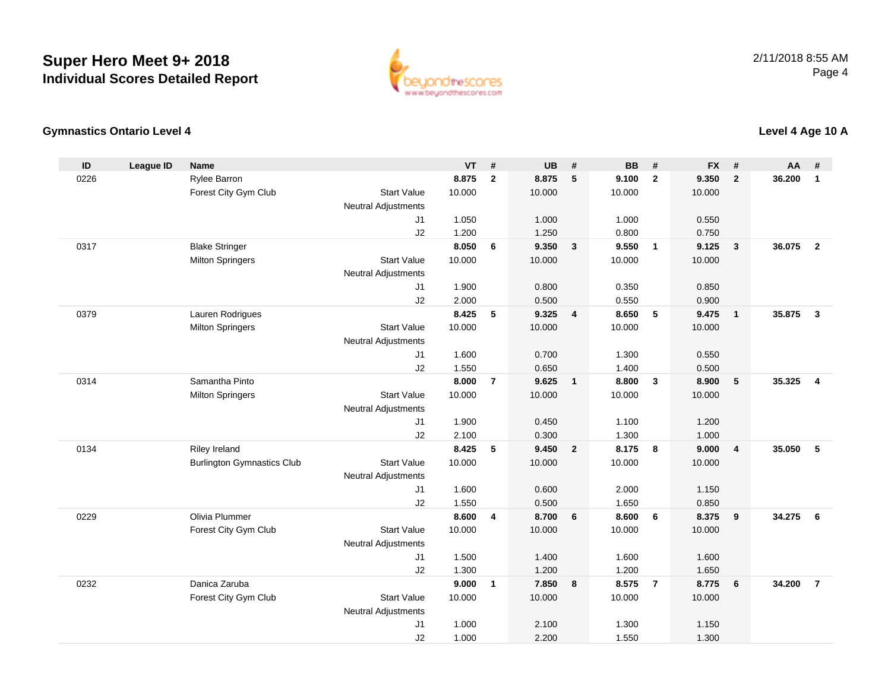# Super Hero Meet 9+ 2018
## Individual Scores Detailed Report

2/11/2018 8:55 AM

### Gymnastics Ontario Level 4

### Level 4 Age 10 A

| ID | League ID | Name | | VT | # | UB | # | BB | # | FX | # | AA | # |
|---|---|---|---|---|---|---|---|---|---|---|---|---|---|
| 0226 | | Rylee Barron | | **8.875** | **2** | **8.875** | **5** | **9.100** | **2** | **9.350** | **2** | **36.200** | **1** |
| | | Forest City Gym Club | Start Value | 10.000 | | 10.000 | | 10.000 | | 10.000 | | | |
| | | | Neutral Adjustments | | | | | | | | | | |
| | | | J1 | 1.050 | | 1.000 | | 1.000 | | 0.550 | | | |
| | | | J2 | 1.200 | | 1.250 | | 0.800 | | 0.750 | | | |
| 0317 | | Blake Stringer | | **8.050** | **6** | **9.350** | **3** | **9.550** | **1** | **9.125** | **3** | **36.075** | **2** |
| | | Milton Springers | Start Value | 10.000 | | 10.000 | | 10.000 | | 10.000 | | | |
| | | | Neutral Adjustments | | | | | | | | | | |
| | | | J1 | 1.900 | | 0.800 | | 0.350 | | 0.850 | | | |
| | | | J2 | 2.000 | | 0.500 | | 0.550 | | 0.900 | | | |
| 0379 | | Lauren Rodrigues | | **8.425** | **5** | **9.325** | **4** | **8.650** | **5** | **9.475** | **1** | **35.875** | **3** |
| | | Milton Springers | Start Value | 10.000 | | 10.000 | | 10.000 | | 10.000 | | | |
| | | | Neutral Adjustments | | | | | | | | | | |
| | | | J1 | 1.600 | | 0.700 | | 1.300 | | 0.550 | | | |
| | | | J2 | 1.550 | | 0.650 | | 1.400 | | 0.500 | | | |
| 0314 | | Samantha Pinto | | **8.000** | **7** | **9.625** | **1** | **8.800** | **3** | **8.900** | **5** | **35.325** | **4** |
| | | Milton Springers | Start Value | 10.000 | | 10.000 | | 10.000 | | 10.000 | | | |
| | | | Neutral Adjustments | | | | | | | | | | |
| | | | J1 | 1.900 | | 0.450 | | 1.100 | | 1.200 | | | |
| | | | J2 | 2.100 | | 0.300 | | 1.300 | | 1.000 | | | |
| 0134 | | Riley Ireland | | **8.425** | **5** | **9.450** | **2** | **8.175** | **8** | **9.000** | **4** | **35.050** | **5** |
| | | Burlington Gymnastics Club | Start Value | 10.000 | | 10.000 | | 10.000 | | 10.000 | | | |
| | | | Neutral Adjustments | | | | | | | | | | |
| | | | J1 | 1.600 | | 0.600 | | 2.000 | | 1.150 | | | |
| | | | J2 | 1.550 | | 0.500 | | 1.650 | | 0.850 | | | |
| 0229 | | Olivia Plummer | | **8.600** | **4** | **8.700** | **6** | **8.600** | **6** | **8.375** | **9** | **34.275** | **6** |
| | | Forest City Gym Club | Start Value | 10.000 | | 10.000 | | 10.000 | | 10.000 | | | |
| | | | Neutral Adjustments | | | | | | | | | | |
| | | | J1 | 1.500 | | 1.400 | | 1.600 | | 1.600 | | | |
| | | | J2 | 1.300 | | 1.200 | | 1.200 | | 1.650 | | | |
| 0232 | | Danica Zaruba | | **9.000** | **1** | **7.850** | **8** | **8.575** | **7** | **8.775** | **6** | **34.200** | **7** |
| | | Forest City Gym Club | Start Value | 10.000 | | 10.000 | | 10.000 | | 10.000 | | | |
| | | | Neutral Adjustments | | | | | | | | | | |
| | | | J1 | 1.000 | | 2.100 | | 1.300 | | 1.150 | | | |
| | | | J2 | 1.000 | | 2.200 | | 1.550 | | 1.300 | | | |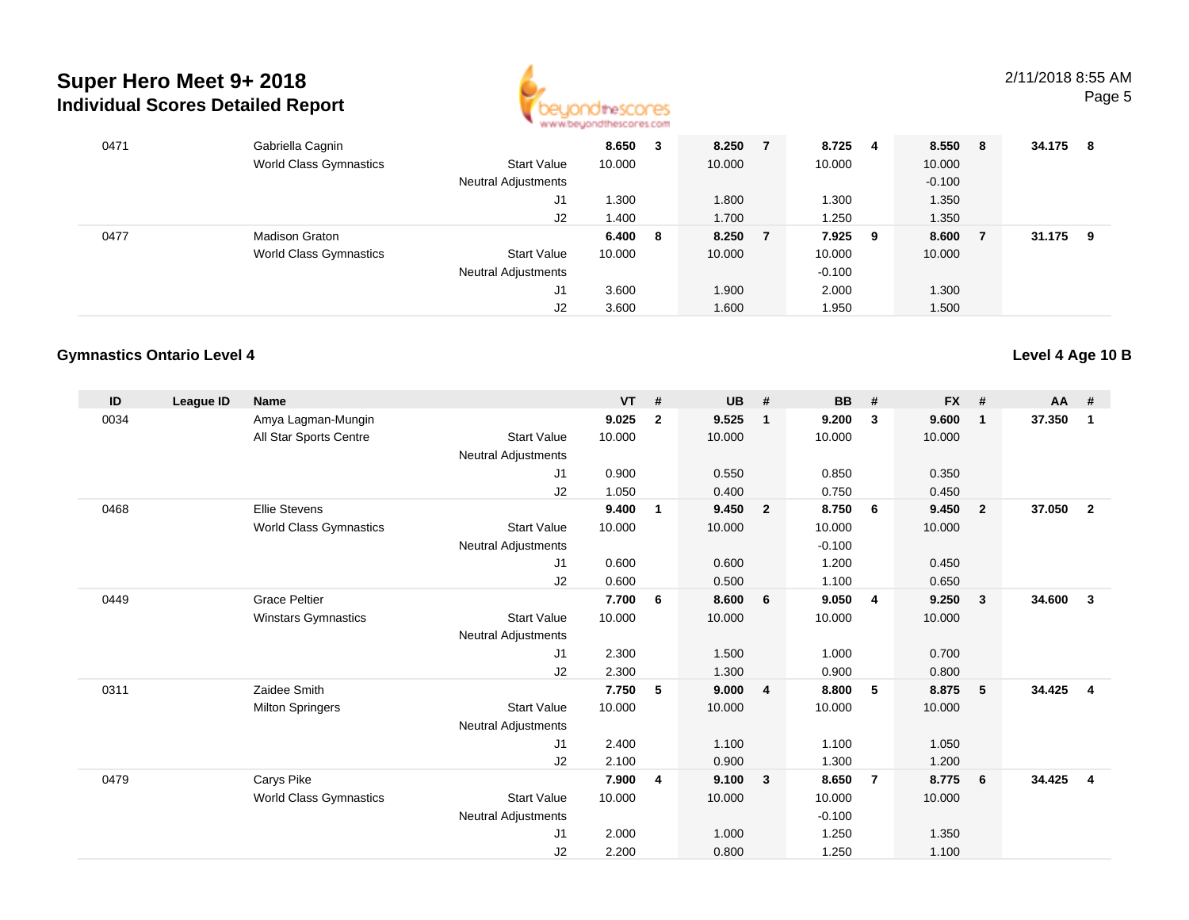# Super Hero Meet 9+ 2018

## Individual Scores Detailed Report

2/11/2018 8:55 AM

| ID | League ID | Name | | VT | # | UB | # | BB | # | FX | # | AA | # |
|---|---|---|---|---|---|---|---|---|---|---|---|---|---|
| 0471 | | Gabriella Cagnin | | **8.650** | **3** | **8.250** | **7** | **8.725** | **4** | **8.550** | **8** | **34.175** | **8** |
| | | World Class Gymnastics | Start Value | 10.000 | | 10.000 | | 10.000 | | 10.000 | | | |
| | | | Neutral Adjustments | | | | | | | -0.100 | | | |
| | | | J1 | 1.300 | | 1.800 | | 1.300 | | 1.350 | | | |
| | | | J2 | 1.400 | | 1.700 | | 1.250 | | 1.350 | | | |
| 0477 | | Madison Graton | | **6.400** | **8** | **8.250** | **7** | **7.925** | **9** | **8.600** | **7** | **31.175** | **9** |
| | | World Class Gymnastics | Start Value | 10.000 | | 10.000 | | 10.000 | | 10.000 | | | |
| | | | Neutral Adjustments | | | | | -0.100 | | | | | |
| | | | J1 | 3.600 | | 1.900 | | 2.000 | | 1.300 | | | |
| | | | J2 | 3.600 | | 1.600 | | 1.950 | | 1.500 | | | |

### Gymnastics Ontario Level 4

**Level 4 Age 10 B**

| ID | League ID | Name | | VT | # | UB | # | BB | # | FX | # | AA | # |
|---|---|---|---|---|---|---|---|---|---|---|---|---|---|
| 0034 | | Amya Lagman-Mungin | | **9.025** | **2** | **9.525** | **1** | **9.200** | **3** | **9.600** | **1** | **37.350** | **1** |
| | | All Star Sports Centre | Start Value | 10.000 | | 10.000 | | 10.000 | | 10.000 | | | |
| | | | Neutral Adjustments | | | | | | | | | | |
| | | | J1 | 0.900 | | 0.550 | | 0.850 | | 0.350 | | | |
| | | | J2 | 1.050 | | 0.400 | | 0.750 | | 0.450 | | | |
| 0468 | | Ellie Stevens | | **9.400** | **1** | **9.450** | **2** | **8.750** | **6** | **9.450** | **2** | **37.050** | **2** |
| | | World Class Gymnastics | Start Value | 10.000 | | 10.000 | | 10.000 | | 10.000 | | | |
| | | | Neutral Adjustments | | | | | -0.100 | | | | | |
| | | | J1 | 0.600 | | 0.600 | | 1.200 | | 0.450 | | | |
| | | | J2 | 0.600 | | 0.500 | | 1.100 | | 0.650 | | | |
| 0449 | | Grace Peltier | | **7.700** | **6** | **8.600** | **6** | **9.050** | **4** | **9.250** | **3** | **34.600** | **3** |
| | | Winstars Gymnastics | Start Value | 10.000 | | 10.000 | | 10.000 | | 10.000 | | | |
| | | | Neutral Adjustments | | | | | | | | | | |
| | | | J1 | 2.300 | | 1.500 | | 1.000 | | 0.700 | | | |
| | | | J2 | 2.300 | | 1.300 | | 0.900 | | 0.800 | | | |
| 0311 | | Zaidee Smith | | **7.750** | **5** | **9.000** | **4** | **8.800** | **5** | **8.875** | **5** | **34.425** | **4** |
| | | Milton Springers | Start Value | 10.000 | | 10.000 | | 10.000 | | 10.000 | | | |
| | | | Neutral Adjustments | | | | | | | | | | |
| | | | J1 | 2.400 | | 1.100 | | 1.100 | | 1.050 | | | |
| | | | J2 | 2.100 | | 0.900 | | 1.300 | | 1.200 | | | |
| 0479 | | Carys Pike | | **7.900** | **4** | **9.100** | **3** | **8.650** | **7** | **8.775** | **6** | **34.425** | **4** |
| | | World Class Gymnastics | Start Value | 10.000 | | 10.000 | | 10.000 | | 10.000 | | | |
| | | | Neutral Adjustments | | | | | -0.100 | | | | | |
| | | | J1 | 2.000 | | 1.000 | | 1.250 | | 1.350 | | | |
| | | | J2 | 2.200 | | 0.800 | | 1.250 | | 1.100 | | | |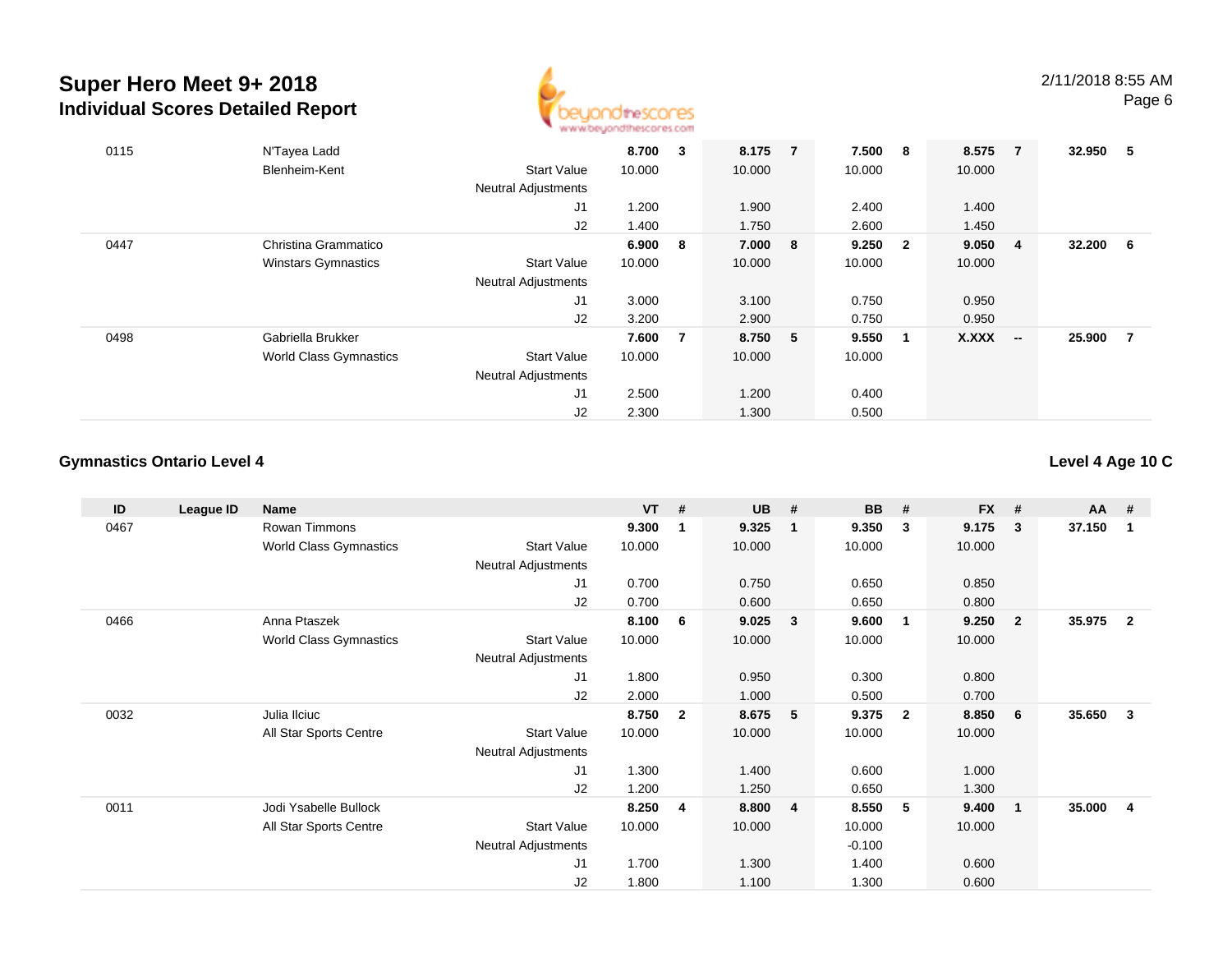# Super Hero Meet 9+ 2018

## Individual Scores Detailed Report

2/11/2018 8:55 AM

| ID | League ID | Name | | VT | # | UB | # | BB | # | FX | # | AA | # |
|---|---|---|---|---|---|---|---|---|---|---|---|---|---|
| 0115 | | N'Tayea Ladd | | 8.700 | 3 | 8.175 | 7 | 7.500 | 8 | 8.575 | 7 | 32.950 | 5 |
| | | Blenheim-Kent | Start Value | 10.000 | | 10.000 | | 10.000 | | 10.000 | | | |
| | | | Neutral Adjustments | | | | | | | | | | |
| | | | J1 | 1.200 | | 1.900 | | 2.400 | | 1.400 | | | |
| | | | J2 | 1.400 | | 1.750 | | 2.600 | | 1.450 | | | |
| 0447 | | Christina Grammatico | | 6.900 | 8 | 7.000 | 8 | 9.250 | 2 | 9.050 | 4 | 32.200 | 6 |
| | | Winstars Gymnastics | Start Value | 10.000 | | 10.000 | | 10.000 | | 10.000 | | | |
| | | | Neutral Adjustments | | | | | | | | | | |
| | | | J1 | 3.000 | | 3.100 | | 0.750 | | 0.950 | | | |
| | | | J2 | 3.200 | | 2.900 | | 0.750 | | 0.950 | | | |
| 0498 | | Gabriella Brukker | | 7.600 | 7 | 8.750 | 5 | 9.550 | 1 | X.XXX | -- | 25.900 | 7 |
| | | World Class Gymnastics | Start Value | 10.000 | | 10.000 | | 10.000 | | | | | |
| | | | Neutral Adjustments | | | | | | | | | | |
| | | | J1 | 2.500 | | 1.200 | | 0.400 | | | | | |
| | | | J2 | 2.300 | | 1.300 | | 0.500 | | | | | |

### Gymnastics Ontario Level 4

**Level 4 Age 10 C**

| ID | League ID | Name | | VT | # | UB | # | BB | # | FX | # | AA | # |
|---|---|---|---|---|---|---|---|---|---|---|---|---|---|
| 0467 | | Rowan Timmons | | 9.300 | 1 | 9.325 | 1 | 9.350 | 3 | 9.175 | 3 | 37.150 | 1 |
| | | World Class Gymnastics | Start Value | 10.000 | | 10.000 | | 10.000 | | 10.000 | | | |
| | | | Neutral Adjustments | | | | | | | | | | |
| | | | J1 | 0.700 | | 0.750 | | 0.650 | | 0.850 | | | |
| | | | J2 | 0.700 | | 0.600 | | 0.650 | | 0.800 | | | |
| 0466 | | Anna Ptaszek | | 8.100 | 6 | 9.025 | 3 | 9.600 | 1 | 9.250 | 2 | 35.975 | 2 |
| | | World Class Gymnastics | Start Value | 10.000 | | 10.000 | | 10.000 | | 10.000 | | | |
| | | | Neutral Adjustments | | | | | | | | | | |
| | | | J1 | 1.800 | | 0.950 | | 0.300 | | 0.800 | | | |
| | | | J2 | 2.000 | | 1.000 | | 0.500 | | 0.700 | | | |
| 0032 | | Julia Ilciuc | | 8.750 | 2 | 8.675 | 5 | 9.375 | 2 | 8.850 | 6 | 35.650 | 3 |
| | | All Star Sports Centre | Start Value | 10.000 | | 10.000 | | 10.000 | | 10.000 | | | |
| | | | Neutral Adjustments | | | | | | | | | | |
| | | | J1 | 1.300 | | 1.400 | | 0.600 | | 1.000 | | | |
| | | | J2 | 1.200 | | 1.250 | | 0.650 | | 1.300 | | | |
| 0011 | | Jodi Ysabelle Bullock | | 8.250 | 4 | 8.800 | 4 | 8.550 | 5 | 9.400 | 1 | 35.000 | 4 |
| | | All Star Sports Centre | Start Value | 10.000 | | 10.000 | | 10.000 | | 10.000 | | | |
| | | | Neutral Adjustments | | | | | -0.100 | | | | | |
| | | | J1 | 1.700 | | 1.300 | | 1.400 | | 0.600 | | | |
| | | | J2 | 1.800 | | 1.100 | | 1.300 | | 0.600 | | | |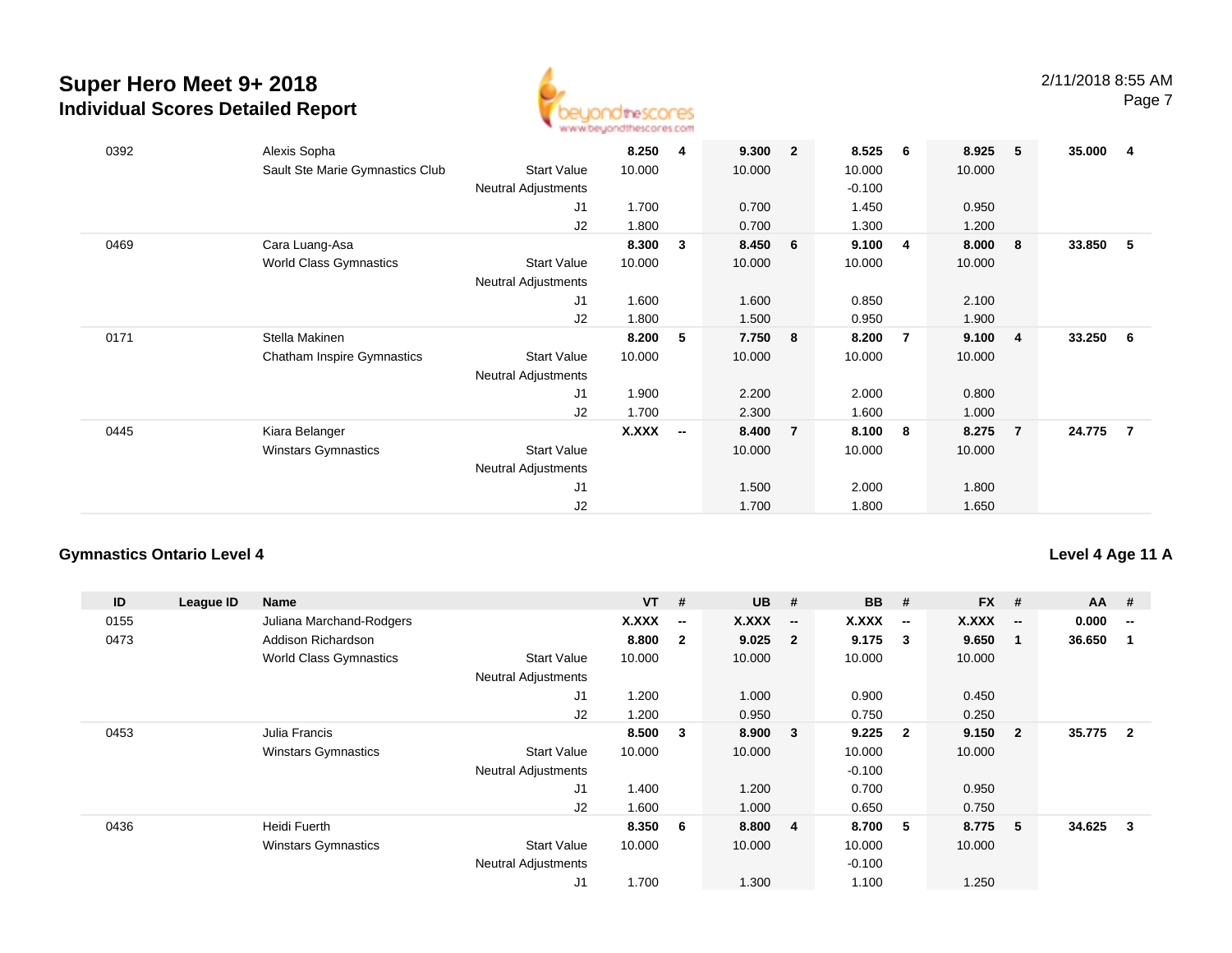# Super Hero Meet 9+ 2018

## Individual Scores Detailed Report

2/11/2018 8:55 AM

| ID | League ID | Name | | VT | # | UB | # | BB | # | FX | # | AA | # |
|---|---|---|---|---|---|---|---|---|---|---|---|---|---|
| 0392 | | Alexis Sopha | | **8.250** | **4** | **9.300** | **2** | **8.525** | **6** | **8.925** | **5** | **35.000** | **4** |
| | | Sault Ste Marie Gymnastics Club | Start Value | 10.000 | | 10.000 | | 10.000 | | 10.000 | | | |
| | | | Neutral Adjustments | | | | | -0.100 | | | | | |
| | | | J1 | 1.700 | | 0.700 | | 1.450 | | 0.950 | | | |
| | | | J2 | 1.800 | | 0.700 | | 1.300 | | 1.200 | | | |
| 0469 | | Cara Luang-Asa | | **8.300** | **3** | **8.450** | **6** | **9.100** | **4** | **8.000** | **8** | **33.850** | **5** |
| | | World Class Gymnastics | Start Value | 10.000 | | 10.000 | | 10.000 | | 10.000 | | | |
| | | | Neutral Adjustments | | | | | | | | | | |
| | | | J1 | 1.600 | | 1.600 | | 0.850 | | 2.100 | | | |
| | | | J2 | 1.800 | | 1.500 | | 0.950 | | 1.900 | | | |
| 0171 | | Stella Makinen | | **8.200** | **5** | **7.750** | **8** | **8.200** | **7** | **9.100** | **4** | **33.250** | **6** |
| | | Chatham Inspire Gymnastics | Start Value | 10.000 | | 10.000 | | 10.000 | | 10.000 | | | |
| | | | Neutral Adjustments | | | | | | | | | | |
| | | | J1 | 1.900 | | 2.200 | | 2.000 | | 0.800 | | | |
| | | | J2 | 1.700 | | 2.300 | | 1.600 | | 1.000 | | | |
| 0445 | | Kiara Belanger | | **X.XXX** | **--** | **8.400** | **7** | **8.100** | **8** | **8.275** | **7** | **24.775** | **7** |
| | | Winstars Gymnastics | Start Value | | | 10.000 | | 10.000 | | 10.000 | | | |
| | | | Neutral Adjustments | | | | | | | | | | |
| | | | J1 | | | 1.500 | | 2.000 | | 1.800 | | | |
| | | | J2 | | | 1.700 | | 1.800 | | 1.650 | | | |

### Gymnastics Ontario Level 4

### Level 4 Age 11 A

| ID | League ID | Name | | VT | # | UB | # | BB | # | FX | # | AA | # |
|---|---|---|---|---|---|---|---|---|---|---|---|---|---|
| 0155 | | Juliana Marchand-Rodgers | | **X.XXX** | **--** | **X.XXX** | **--** | **X.XXX** | **--** | **X.XXX** | **--** | **0.000** | **--** |
| 0473 | | Addison Richardson | | **8.800** | **2** | **9.025** | **2** | **9.175** | **3** | **9.650** | **1** | **36.650** | **1** |
| | | World Class Gymnastics | Start Value | 10.000 | | 10.000 | | 10.000 | | 10.000 | | | |
| | | | Neutral Adjustments | | | | | | | | | | |
| | | | J1 | 1.200 | | 1.000 | | 0.900 | | 0.450 | | | |
| | | | J2 | 1.200 | | 0.950 | | 0.750 | | 0.250 | | | |
| 0453 | | Julia Francis | | **8.500** | **3** | **8.900** | **3** | **9.225** | **2** | **9.150** | **2** | **35.775** | **2** |
| | | Winstars Gymnastics | Start Value | 10.000 | | 10.000 | | 10.000 | | 10.000 | | | |
| | | | Neutral Adjustments | | | | | -0.100 | | | | | |
| | | | J1 | 1.400 | | 1.200 | | 0.700 | | 0.950 | | | |
| | | | J2 | 1.600 | | 1.000 | | 0.650 | | 0.750 | | | |
| 0436 | | Heidi Fuerth | | **8.350** | **6** | **8.800** | **4** | **8.700** | **5** | **8.775** | **5** | **34.625** | **3** |
| | | Winstars Gymnastics | Start Value | 10.000 | | 10.000 | | 10.000 | | 10.000 | | | |
| | | | Neutral Adjustments | | | | | -0.100 | | | | | |
| | | | J1 | 1.700 | | 1.300 | | 1.100 | | 1.250 | | | |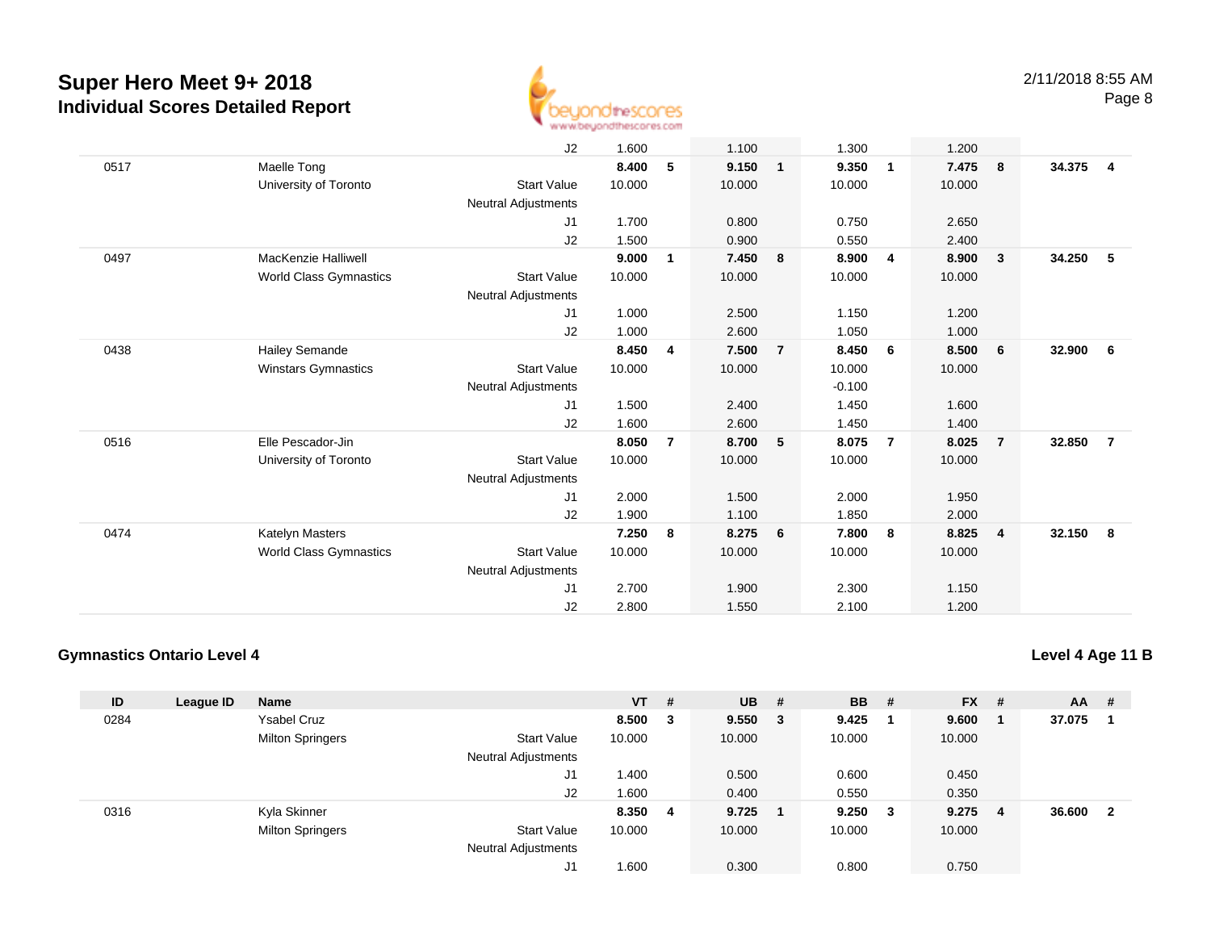# Super Hero Meet 9+ 2018

## Individual Scores Detailed Report

2/11/2018 8:55 AM

| ID | League ID | Name | | VT | # | UB | # | BB | # | FX | # | AA | # |
|---|---|---|---|---|---|---|---|---|---|---|---|---|---|
| | | | J2 | 1.600 | | 1.100 | | 1.300 | | 1.200 | | | |
| 0517 | | Maelle Tong | | **8.400** | **5** | **9.150** | **1** | **9.350** | **1** | **7.475** | **8** | **34.375** | **4** |
| | | University of Toronto | Start Value | 10.000 | | 10.000 | | 10.000 | | 10.000 | | | |
| | | | Neutral Adjustments | | | | | | | | | | |
| | | | J1 | 1.700 | | 0.800 | | 0.750 | | 2.650 | | | |
| | | | J2 | 1.500 | | 0.900 | | 0.550 | | 2.400 | | | |
| 0497 | | MacKenzie Halliwell | | **9.000** | **1** | **7.450** | **8** | **8.900** | **4** | **8.900** | **3** | **34.250** | **5** |
| | | World Class Gymnastics | Start Value | 10.000 | | 10.000 | | 10.000 | | 10.000 | | | |
| | | | Neutral Adjustments | | | | | | | | | | |
| | | | J1 | 1.000 | | 2.500 | | 1.150 | | 1.200 | | | |
| | | | J2 | 1.000 | | 2.600 | | 1.050 | | 1.000 | | | |
| 0438 | | Hailey Semande | | **8.450** | **4** | **7.500** | **7** | **8.450** | **6** | **8.500** | **6** | **32.900** | **6** |
| | | Winstars Gymnastics | Start Value | 10.000 | | 10.000 | | 10.000 | | 10.000 | | | |
| | | | Neutral Adjustments | | | | | -0.100 | | | | | |
| | | | J1 | 1.500 | | 2.400 | | 1.450 | | 1.600 | | | |
| | | | J2 | 1.600 | | 2.600 | | 1.450 | | 1.400 | | | |
| 0516 | | Elle Pescador-Jin | | **8.050** | **7** | **8.700** | **5** | **8.075** | **7** | **8.025** | **7** | **32.850** | **7** |
| | | University of Toronto | Start Value | 10.000 | | 10.000 | | 10.000 | | 10.000 | | | |
| | | | Neutral Adjustments | | | | | | | | | | |
| | | | J1 | 2.000 | | 1.500 | | 2.000 | | 1.950 | | | |
| | | | J2 | 1.900 | | 1.100 | | 1.850 | | 2.000 | | | |
| 0474 | | Katelyn Masters | | **7.250** | **8** | **8.275** | **6** | **7.800** | **8** | **8.825** | **4** | **32.150** | **8** |
| | | World Class Gymnastics | Start Value | 10.000 | | 10.000 | | 10.000 | | 10.000 | | | |
| | | | Neutral Adjustments | | | | | | | | | | |
| | | | J1 | 2.700 | | 1.900 | | 2.300 | | 1.150 | | | |
| | | | J2 | 2.800 | | 1.550 | | 2.100 | | 1.200 | | | |

### Gymnastics Ontario Level 4

**Level 4 Age 11 B**

| ID | League ID | Name | | VT | # | UB | # | BB | # | FX | # | AA | # |
|---|---|---|---|---|---|---|---|---|---|---|---|---|---|
| 0284 | | Ysabel Cruz | | **8.500** | **3** | **9.550** | **3** | **9.425** | **1** | **9.600** | **1** | **37.075** | **1** |
| | | Milton Springers | Start Value | 10.000 | | 10.000 | | 10.000 | | 10.000 | | | |
| | | | Neutral Adjustments | | | | | | | | | | |
| | | | J1 | 1.400 | | 0.500 | | 0.600 | | 0.450 | | | |
| | | | J2 | 1.600 | | 0.400 | | 0.550 | | 0.350 | | | |
| 0316 | | Kyla Skinner | | **8.350** | **4** | **9.725** | **1** | **9.250** | **3** | **9.275** | **4** | **36.600** | **2** |
| | | Milton Springers | Start Value | 10.000 | | 10.000 | | 10.000 | | 10.000 | | | |
| | | | Neutral Adjustments | | | | | | | | | | |
| | | | J1 | 1.600 | | 0.300 | | 0.800 | | 0.750 | | | |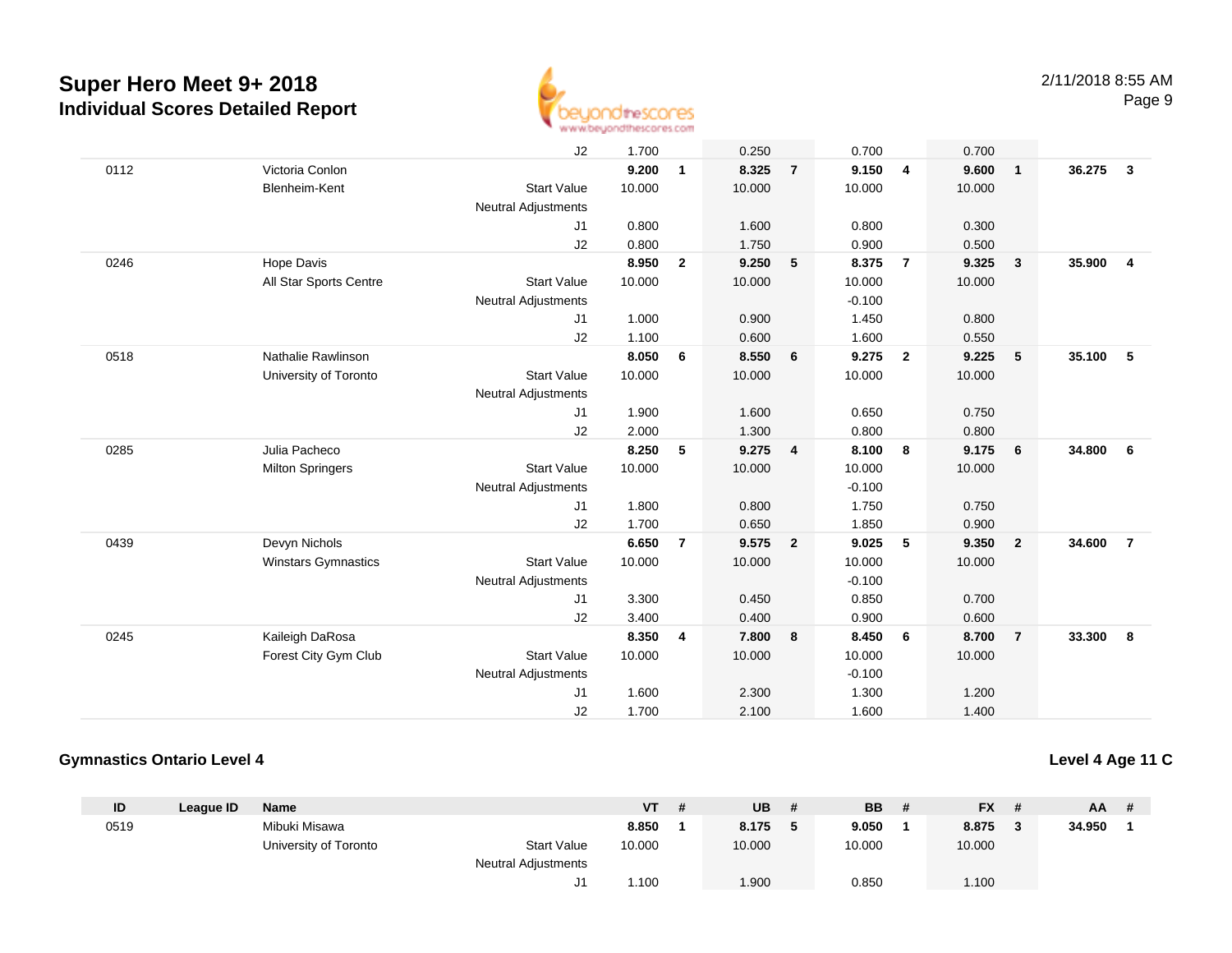# Super Hero Meet 9+ 2018
## Individual Scores Detailed Report

| ID | League ID | Name | | VT | # | UB | # | BB | # | FX | # | AA | # |
|---|---|---|---|---|---|---|---|---|---|---|---|---|---|
| | | | J2 | 1.700 | | 0.250 | | 0.700 | | 0.700 | | | |
| 0112 | | Victoria Conlon | | **9.200** | **1** | **8.325** | **7** | **9.150** | **4** | **9.600** | **1** | **36.275** | **3** |
| | | Blenheim-Kent | Start Value | 10.000 | | 10.000 | | 10.000 | | 10.000 | | | |
| | | | Neutral Adjustments | | | | | | | | | | |
| | | | J1 | 0.800 | | 1.600 | | 0.800 | | 0.300 | | | |
| | | | J2 | 0.800 | | 1.750 | | 0.900 | | 0.500 | | | |
| 0246 | | Hope Davis | | **8.950** | **2** | **9.250** | **5** | **8.375** | **7** | **9.325** | **3** | **35.900** | **4** |
| | | All Star Sports Centre | Start Value | 10.000 | | 10.000 | | 10.000 | | 10.000 | | | |
| | | | Neutral Adjustments | | | | | -0.100 | | | | | |
| | | | J1 | 1.000 | | 0.900 | | 1.450 | | 0.800 | | | |
| | | | J2 | 1.100 | | 0.600 | | 1.600 | | 0.550 | | | |
| 0518 | | Nathalie Rawlinson | | **8.050** | **6** | **8.550** | **6** | **9.275** | **2** | **9.225** | **5** | **35.100** | **5** |
| | | University of Toronto | Start Value | 10.000 | | 10.000 | | 10.000 | | 10.000 | | | |
| | | | Neutral Adjustments | | | | | | | | | | |
| | | | J1 | 1.900 | | 1.600 | | 0.650 | | 0.750 | | | |
| | | | J2 | 2.000 | | 1.300 | | 0.800 | | 0.800 | | | |
| 0285 | | Julia Pacheco | | **8.250** | **5** | **9.275** | **4** | **8.100** | **8** | **9.175** | **6** | **34.800** | **6** |
| | | Milton Springers | Start Value | 10.000 | | 10.000 | | 10.000 | | 10.000 | | | |
| | | | Neutral Adjustments | | | | | -0.100 | | | | | |
| | | | J1 | 1.800 | | 0.800 | | 1.750 | | 0.750 | | | |
| | | | J2 | 1.700 | | 0.650 | | 1.850 | | 0.900 | | | |
| 0439 | | Devyn Nichols | | **6.650** | **7** | **9.575** | **2** | **9.025** | **5** | **9.350** | **2** | **34.600** | **7** |
| | | Winstars Gymnastics | Start Value | 10.000 | | 10.000 | | 10.000 | | 10.000 | | | |
| | | | Neutral Adjustments | | | | | -0.100 | | | | | |
| | | | J1 | 3.300 | | 0.450 | | 0.850 | | 0.700 | | | |
| | | | J2 | 3.400 | | 0.400 | | 0.900 | | 0.600 | | | |
| 0245 | | Kaileigh DaRosa | | **8.350** | **4** | **7.800** | **8** | **8.450** | **6** | **8.700** | **7** | **33.300** | **8** |
| | | Forest City Gym Club | Start Value | 10.000 | | 10.000 | | 10.000 | | 10.000 | | | |
| | | | Neutral Adjustments | | | | | -0.100 | | | | | |
| | | | J1 | 1.600 | | 2.300 | | 1.300 | | 1.200 | | | |
| | | | J2 | 1.700 | | 2.100 | | 1.600 | | 1.400 | | | |

### Gymnastics Ontario Level 4

**Level 4 Age 11 C**

| ID | League ID | Name | | VT | # | UB | # | BB | # | FX | # | AA | # |
|---|---|---|---|---|---|---|---|---|---|---|---|---|---|
| 0519 | | Mibuki Misawa | | **8.850** | **1** | **8.175** | **5** | **9.050** | **1** | **8.875** | **3** | **34.950** | **1** |
| | | University of Toronto | Start Value | 10.000 | | 10.000 | | 10.000 | | 10.000 | | | |
| | | | Neutral Adjustments | | | | | | | | | | |
| | | | J1 | 1.100 | | 1.900 | | 0.850 | | 1.100 | | | |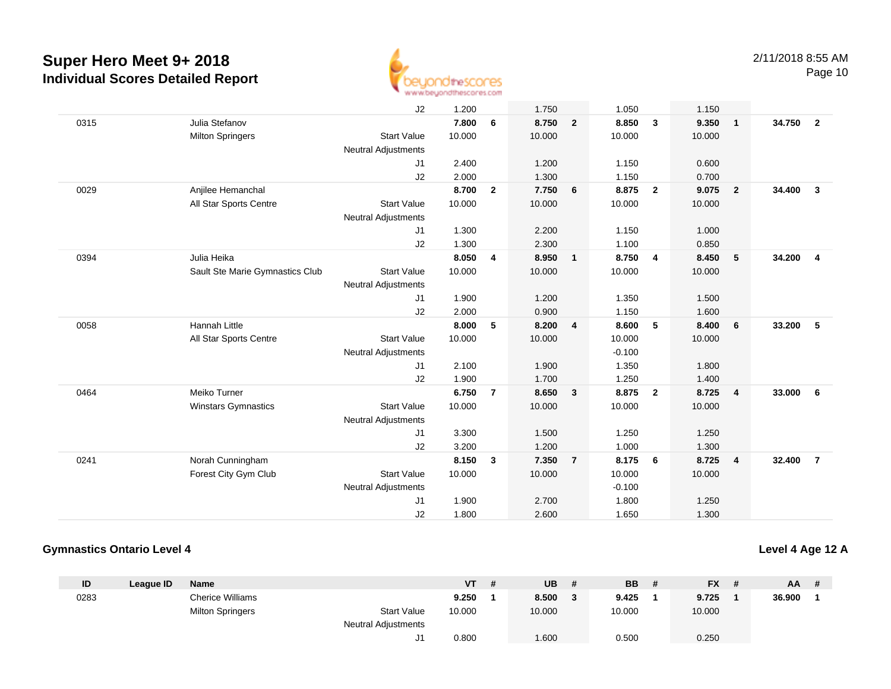# Super Hero Meet 9+ 2018
## Individual Scores Detailed Report

2/11/2018 8:55 AM

| ID | League ID | Name | | VT | # | UB | # | BB | # | FX | # | AA | # |
|---|---|---|---|---|---|---|---|---|---|---|---|---|---|
| | | | J2 | 1.200 | | 1.750 | | 1.050 | | 1.150 | | | |
| 0315 | | Julia Stefanov | | **7.800** | **6** | **8.750** | **2** | **8.850** | **3** | **9.350** | **1** | **34.750** | **2** |
| | | Milton Springers | Start Value | 10.000 | | 10.000 | | 10.000 | | 10.000 | | | |
| | | | Neutral Adjustments | | | | | | | | | | |
| | | | J1 | 2.400 | | 1.200 | | 1.150 | | 0.600 | | | |
| | | | J2 | 2.000 | | 1.300 | | 1.150 | | 0.700 | | | |
| 0029 | | Anjilee Hemanchal | | **8.700** | **2** | **7.750** | **6** | **8.875** | **2** | **9.075** | **2** | **34.400** | **3** |
| | | All Star Sports Centre | Start Value | 10.000 | | 10.000 | | 10.000 | | 10.000 | | | |
| | | | Neutral Adjustments | | | | | | | | | | |
| | | | J1 | 1.300 | | 2.200 | | 1.150 | | 1.000 | | | |
| | | | J2 | 1.300 | | 2.300 | | 1.100 | | 0.850 | | | |
| 0394 | | Julia Heika | | **8.050** | **4** | **8.950** | **1** | **8.750** | **4** | **8.450** | **5** | **34.200** | **4** |
| | | Sault Ste Marie Gymnastics Club | Start Value | 10.000 | | 10.000 | | 10.000 | | 10.000 | | | |
| | | | Neutral Adjustments | | | | | | | | | | |
| | | | J1 | 1.900 | | 1.200 | | 1.350 | | 1.500 | | | |
| | | | J2 | 2.000 | | 0.900 | | 1.150 | | 1.600 | | | |
| 0058 | | Hannah Little | | **8.000** | **5** | **8.200** | **4** | **8.600** | **5** | **8.400** | **6** | **33.200** | **5** |
| | | All Star Sports Centre | Start Value | 10.000 | | 10.000 | | 10.000 | | 10.000 | | | |
| | | | Neutral Adjustments | | | | | -0.100 | | | | | |
| | | | J1 | 2.100 | | 1.900 | | 1.350 | | 1.800 | | | |
| | | | J2 | 1.900 | | 1.700 | | 1.250 | | 1.400 | | | |
| 0464 | | Meiko Turner | | **6.750** | **7** | **8.650** | **3** | **8.875** | **2** | **8.725** | **4** | **33.000** | **6** |
| | | Winstars Gymnastics | Start Value | 10.000 | | 10.000 | | 10.000 | | 10.000 | | | |
| | | | Neutral Adjustments | | | | | | | | | | |
| | | | J1 | 3.300 | | 1.500 | | 1.250 | | 1.250 | | | |
| | | | J2 | 3.200 | | 1.200 | | 1.000 | | 1.300 | | | |
| 0241 | | Norah Cunningham | | **8.150** | **3** | **7.350** | **7** | **8.175** | **6** | **8.725** | **4** | **32.400** | **7** |
| | | Forest City Gym Club | Start Value | 10.000 | | 10.000 | | 10.000 | | 10.000 | | | |
| | | | Neutral Adjustments | | | | | -0.100 | | | | | |
| | | | J1 | 1.900 | | 2.700 | | 1.800 | | 1.250 | | | |
| | | | J2 | 1.800 | | 2.600 | | 1.650 | | 1.300 | | | |

### Gymnastics Ontario Level 4

**Level 4 Age 12 A**

| ID | League ID | Name | | VT | # | UB | # | BB | # | FX | # | AA | # |
|---|---|---|---|---|---|---|---|---|---|---|---|---|---|
| 0283 | | Cherice Williams | | **9.250** | **1** | **8.500** | **3** | **9.425** | **1** | **9.725** | **1** | **36.900** | **1** |
| | | Milton Springers | Start Value | 10.000 | | 10.000 | | 10.000 | | 10.000 | | | |
| | | | Neutral Adjustments | | | | | | | | | | |
| | | | J1 | 0.800 | | 1.600 | | 0.500 | | 0.250 | | | |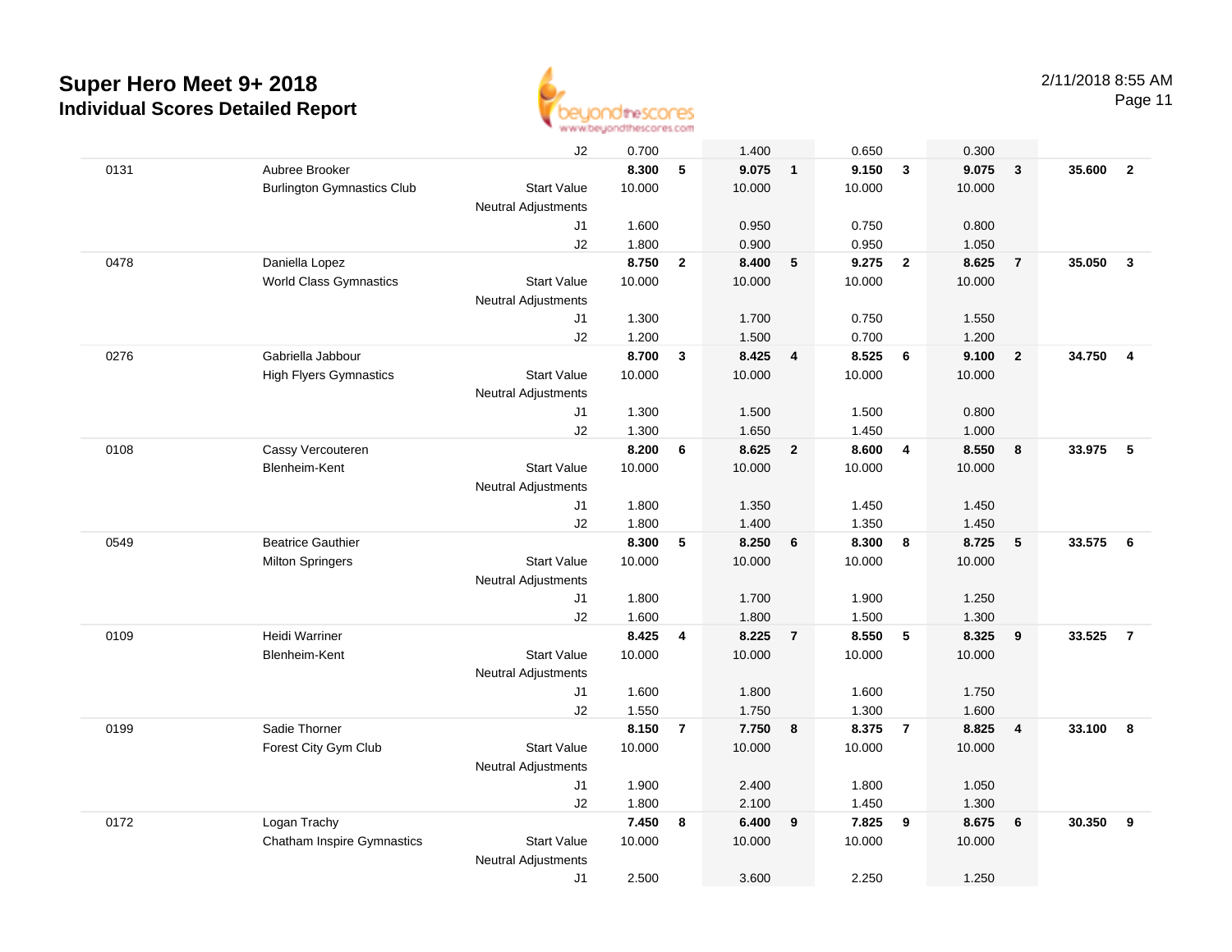# Super Hero Meet 9+ 2018

## Individual Scores Detailed Report

2/11/2018 8:55 AM

| | | | | | | | | | | | | | |
|---|---|---|---|---|---|---|---|---|---|---|---|---|---|
| | | J2 | 0.700 | | 1.400 | | 0.650 | | 0.300 | | | |
| 0131 | Aubree Brooker | | **8.300** | **5** | **9.075** | **1** | **9.150** | **3** | **9.075** | **3** | **35.600** | **2** |
| | Burlington Gymnastics Club | Start Value | 10.000 | | 10.000 | | 10.000 | | 10.000 | | | |
| | | Neutral Adjustments | | | | | | | | | | |
| | | J1 | 1.600 | | 0.950 | | 0.750 | | 0.800 | | | |
| | | J2 | 1.800 | | 0.900 | | 0.950 | | 1.050 | | | |
| 0478 | Daniella Lopez | | **8.750** | **2** | **8.400** | **5** | **9.275** | **2** | **8.625** | **7** | **35.050** | **3** |
| | World Class Gymnastics | Start Value | 10.000 | | 10.000 | | 10.000 | | 10.000 | | | |
| | | Neutral Adjustments | | | | | | | | | | |
| | | J1 | 1.300 | | 1.700 | | 0.750 | | 1.550 | | | |
| | | J2 | 1.200 | | 1.500 | | 0.700 | | 1.200 | | | |
| 0276 | Gabriella Jabbour | | **8.700** | **3** | **8.425** | **4** | **8.525** | **6** | **9.100** | **2** | **34.750** | **4** |
| | High Flyers Gymnastics | Start Value | 10.000 | | 10.000 | | 10.000 | | 10.000 | | | |
| | | Neutral Adjustments | | | | | | | | | | |
| | | J1 | 1.300 | | 1.500 | | 1.500 | | 0.800 | | | |
| | | J2 | 1.300 | | 1.650 | | 1.450 | | 1.000 | | | |
| 0108 | Cassy Vercouteren | | **8.200** | **6** | **8.625** | **2** | **8.600** | **4** | **8.550** | **8** | **33.975** | **5** |
| | Blenheim-Kent | Start Value | 10.000 | | 10.000 | | 10.000 | | 10.000 | | | |
| | | Neutral Adjustments | | | | | | | | | | |
| | | J1 | 1.800 | | 1.350 | | 1.450 | | 1.450 | | | |
| | | J2 | 1.800 | | 1.400 | | 1.350 | | 1.450 | | | |
| 0549 | Beatrice Gauthier | | **8.300** | **5** | **8.250** | **6** | **8.300** | **8** | **8.725** | **5** | **33.575** | **6** |
| | Milton Springers | Start Value | 10.000 | | 10.000 | | 10.000 | | 10.000 | | | |
| | | Neutral Adjustments | | | | | | | | | | |
| | | J1 | 1.800 | | 1.700 | | 1.900 | | 1.250 | | | |
| | | J2 | 1.600 | | 1.800 | | 1.500 | | 1.300 | | | |
| 0109 | Heidi Warriner | | **8.425** | **4** | **8.225** | **7** | **8.550** | **5** | **8.325** | **9** | **33.525** | **7** |
| | Blenheim-Kent | Start Value | 10.000 | | 10.000 | | 10.000 | | 10.000 | | | |
| | | Neutral Adjustments | | | | | | | | | | |
| | | J1 | 1.600 | | 1.800 | | 1.600 | | 1.750 | | | |
| | | J2 | 1.550 | | 1.750 | | 1.300 | | 1.600 | | | |
| 0199 | Sadie Thorner | | **8.150** | **7** | **7.750** | **8** | **8.375** | **7** | **8.825** | **4** | **33.100** | **8** |
| | Forest City Gym Club | Start Value | 10.000 | | 10.000 | | 10.000 | | 10.000 | | | |
| | | Neutral Adjustments | | | | | | | | | | |
| | | J1 | 1.900 | | 2.400 | | 1.800 | | 1.050 | | | |
| | | J2 | 1.800 | | 2.100 | | 1.450 | | 1.300 | | | |
| 0172 | Logan Trachy | | **7.450** | **8** | **6.400** | **9** | **7.825** | **9** | **8.675** | **6** | **30.350** | **9** |
| | Chatham Inspire Gymnastics | Start Value | 10.000 | | 10.000 | | 10.000 | | 10.000 | | | |
| | | Neutral Adjustments | | | | | | | | | | |
| | | J1 | 2.500 | | 3.600 | | 2.250 | | 1.250 | | | |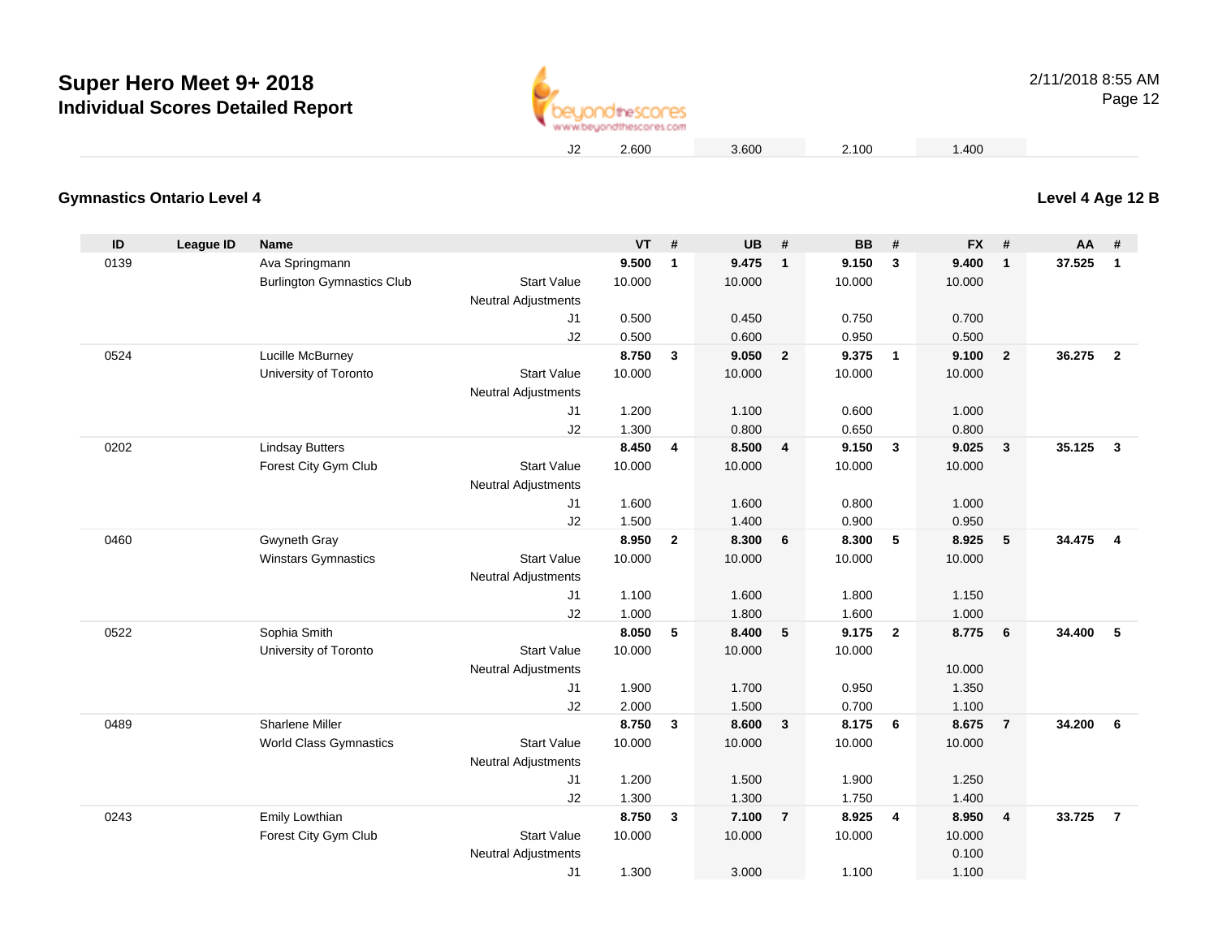| | | | | J2 | 2.600 | | 3.600 | | 2.100 | | 1.400 | | | |
|---|---|---|---|---|---|---|---|---|---|---|---|---|---|---|

## Gymnastics Ontario Level 4

**Level 4 Age 12 B**

| ID | League ID | Name | | | VT | # | UB | # | BB | # | FX | # | AA | # |
|---|---|---|---|---|---|---|---|---|---|---|---|---|---|---|
| 0139 | | Ava Springmann | | | **9.500** | **1** | **9.475** | **1** | **9.150** | **3** | **9.400** | **1** | **37.525** | **1** |
| | | Burlington Gymnastics Club | Start Value | | 10.000 | | 10.000 | | 10.000 | | 10.000 | | | |
| | | | Neutral Adjustments | | | | | | | | | | | |
| | | | | J1 | 0.500 | | 0.450 | | 0.750 | | 0.700 | | | |
| | | | | J2 | 0.500 | | 0.600 | | 0.950 | | 0.500 | | | |
| 0524 | | Lucille McBurney | | | **8.750** | **3** | **9.050** | **2** | **9.375** | **1** | **9.100** | **2** | **36.275** | **2** |
| | | University of Toronto | Start Value | | 10.000 | | 10.000 | | 10.000 | | 10.000 | | | |
| | | | Neutral Adjustments | | | | | | | | | | | |
| | | | | J1 | 1.200 | | 1.100 | | 0.600 | | 1.000 | | | |
| | | | | J2 | 1.300 | | 0.800 | | 0.650 | | 0.800 | | | |
| 0202 | | Lindsay Butters | | | **8.450** | **4** | **8.500** | **4** | **9.150** | **3** | **9.025** | **3** | **35.125** | **3** |
| | | Forest City Gym Club | Start Value | | 10.000 | | 10.000 | | 10.000 | | 10.000 | | | |
| | | | Neutral Adjustments | | | | | | | | | | | |
| | | | | J1 | 1.600 | | 1.600 | | 0.800 | | 1.000 | | | |
| | | | | J2 | 1.500 | | 1.400 | | 0.900 | | 0.950 | | | |
| 0460 | | Gwyneth Gray | | | **8.950** | **2** | **8.300** | **6** | **8.300** | **5** | **8.925** | **5** | **34.475** | **4** |
| | | Winstars Gymnastics | Start Value | | 10.000 | | 10.000 | | 10.000 | | 10.000 | | | |
| | | | Neutral Adjustments | | | | | | | | | | | |
| | | | | J1 | 1.100 | | 1.600 | | 1.800 | | 1.150 | | | |
| | | | | J2 | 1.000 | | 1.800 | | 1.600 | | 1.000 | | | |
| 0522 | | Sophia Smith | | | **8.050** | **5** | **8.400** | **5** | **9.175** | **2** | **8.775** | **6** | **34.400** | **5** |
| | | University of Toronto | Start Value | | 10.000 | | 10.000 | | 10.000 | | | | | |
| | | | Neutral Adjustments | | | | | | | | 10.000 | | | |
| | | | | J1 | 1.900 | | 1.700 | | 0.950 | | 1.350 | | | |
| | | | | J2 | 2.000 | | 1.500 | | 0.700 | | 1.100 | | | |
| 0489 | | Sharlene Miller | | | **8.750** | **3** | **8.600** | **3** | **8.175** | **6** | **8.675** | **7** | **34.200** | **6** |
| | | World Class Gymnastics | Start Value | | 10.000 | | 10.000 | | 10.000 | | 10.000 | | | |
| | | | Neutral Adjustments | | | | | | | | | | | |
| | | | | J1 | 1.200 | | 1.500 | | 1.900 | | 1.250 | | | |
| | | | | J2 | 1.300 | | 1.300 | | 1.750 | | 1.400 | | | |
| 0243 | | Emily Lowthian | | | **8.750** | **3** | **7.100** | **7** | **8.925** | **4** | **8.950** | **4** | **33.725** | **7** |
| | | Forest City Gym Club | Start Value | | 10.000 | | 10.000 | | 10.000 | | 10.000 | | | |
| | | | Neutral Adjustments | | | | | | | | 0.100 | | | |
| | | | | J1 | 1.300 | | 3.000 | | 1.100 | | 1.100 | | | |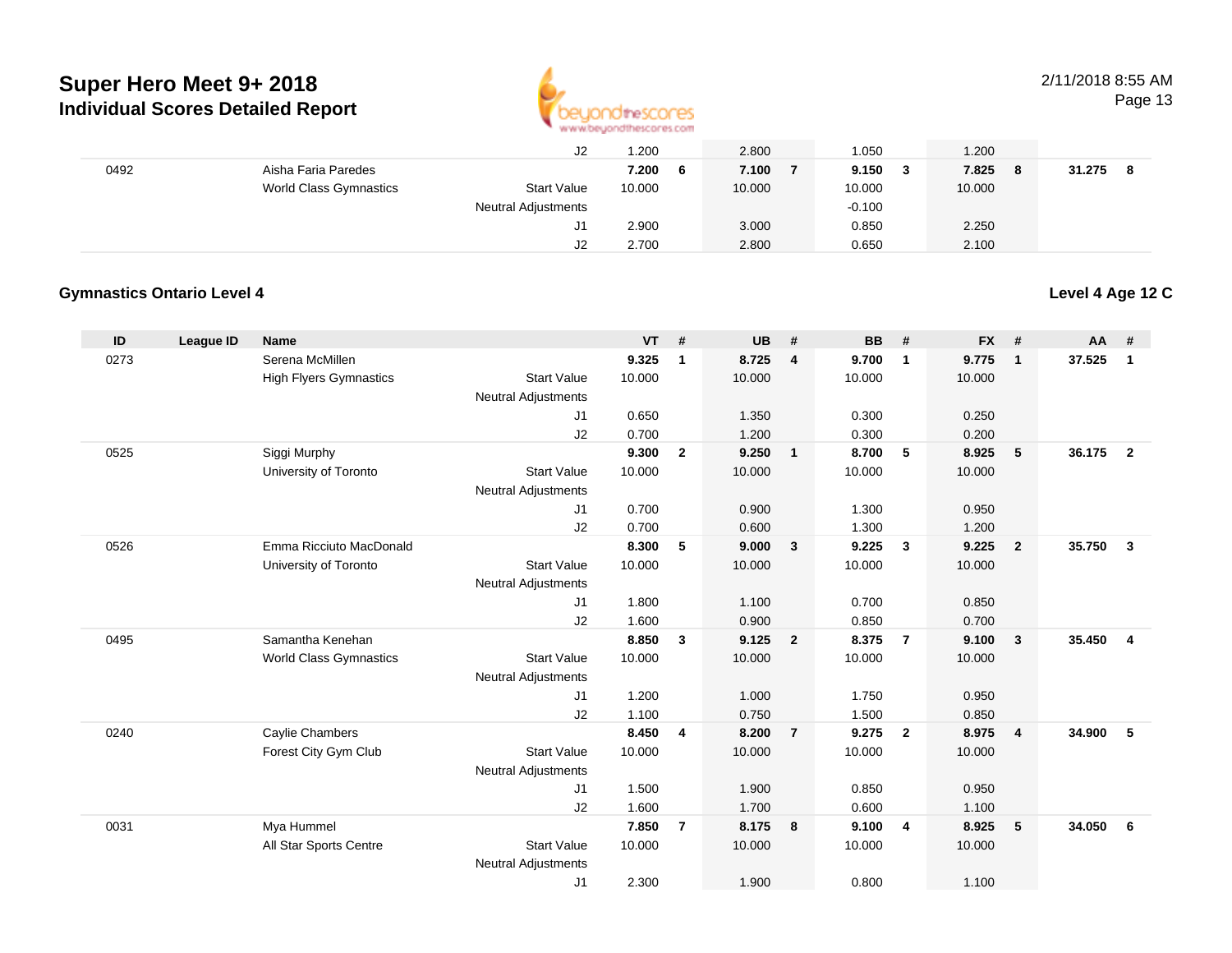# Super Hero Meet 9+ 2018

## Individual Scores Detailed Report

2/11/2018 8:55 AM

| ID | League ID | Name | | VT | # | UB | # | BB | # | FX | # | AA | # |
|---|---|---|---|---|---|---|---|---|---|---|---|---|---|
| | | | J2 | 1.200 | | 2.800 | | 1.050 | | 1.200 | | | |
| 0492 | | Aisha Faria Paredes | | **7.200** | **6** | **7.100** | **7** | **9.150** | **3** | **7.825** | **8** | **31.275** | **8** |
| | | World Class Gymnastics | Start Value | 10.000 | | 10.000 | | 10.000 | | 10.000 | | | |
| | | | Neutral Adjustments | | | | | -0.100 | | | | | |
| | | | J1 | 2.900 | | 3.000 | | 0.850 | | 2.250 | | | |
| | | | J2 | 2.700 | | 2.800 | | 0.650 | | 2.100 | | | |

### Gymnastics Ontario Level 4

**Level 4 Age 12 C**

| ID | League ID | Name | | VT | # | UB | # | BB | # | FX | # | AA | # |
|---|---|---|---|---|---|---|---|---|---|---|---|---|---|
| 0273 | | Serena McMillen | | **9.325** | **1** | **8.725** | **4** | **9.700** | **1** | **9.775** | **1** | **37.525** | **1** |
| | | High Flyers Gymnastics | Start Value | 10.000 | | 10.000 | | 10.000 | | 10.000 | | | |
| | | | Neutral Adjustments | | | | | | | | | | |
| | | | J1 | 0.650 | | 1.350 | | 0.300 | | 0.250 | | | |
| | | | J2 | 0.700 | | 1.200 | | 0.300 | | 0.200 | | | |
| 0525 | | Siggi Murphy | | **9.300** | **2** | **9.250** | **1** | **8.700** | **5** | **8.925** | **5** | **36.175** | **2** |
| | | University of Toronto | Start Value | 10.000 | | 10.000 | | 10.000 | | 10.000 | | | |
| | | | Neutral Adjustments | | | | | | | | | | |
| | | | J1 | 0.700 | | 0.900 | | 1.300 | | 0.950 | | | |
| | | | J2 | 0.700 | | 0.600 | | 1.300 | | 1.200 | | | |
| 0526 | | Emma Ricciuto MacDonald | | **8.300** | **5** | **9.000** | **3** | **9.225** | **3** | **9.225** | **2** | **35.750** | **3** |
| | | University of Toronto | Start Value | 10.000 | | 10.000 | | 10.000 | | 10.000 | | | |
| | | | Neutral Adjustments | | | | | | | | | | |
| | | | J1 | 1.800 | | 1.100 | | 0.700 | | 0.850 | | | |
| | | | J2 | 1.600 | | 0.900 | | 0.850 | | 0.700 | | | |
| 0495 | | Samantha Kenehan | | **8.850** | **3** | **9.125** | **2** | **8.375** | **7** | **9.100** | **3** | **35.450** | **4** |
| | | World Class Gymnastics | Start Value | 10.000 | | 10.000 | | 10.000 | | 10.000 | | | |
| | | | Neutral Adjustments | | | | | | | | | | |
| | | | J1 | 1.200 | | 1.000 | | 1.750 | | 0.950 | | | |
| | | | J2 | 1.100 | | 0.750 | | 1.500 | | 0.850 | | | |
| 0240 | | Caylie Chambers | | **8.450** | **4** | **8.200** | **7** | **9.275** | **2** | **8.975** | **4** | **34.900** | **5** |
| | | Forest City Gym Club | Start Value | 10.000 | | 10.000 | | 10.000 | | 10.000 | | | |
| | | | Neutral Adjustments | | | | | | | | | | |
| | | | J1 | 1.500 | | 1.900 | | 0.850 | | 0.950 | | | |
| | | | J2 | 1.600 | | 1.700 | | 0.600 | | 1.100 | | | |
| 0031 | | Mya Hummel | | **7.850** | **7** | **8.175** | **8** | **9.100** | **4** | **8.925** | **5** | **34.050** | **6** |
| | | All Star Sports Centre | Start Value | 10.000 | | 10.000 | | 10.000 | | 10.000 | | | |
| | | | Neutral Adjustments | | | | | | | | | | |
| | | | J1 | 2.300 | | 1.900 | | 0.800 | | 1.100 | | | |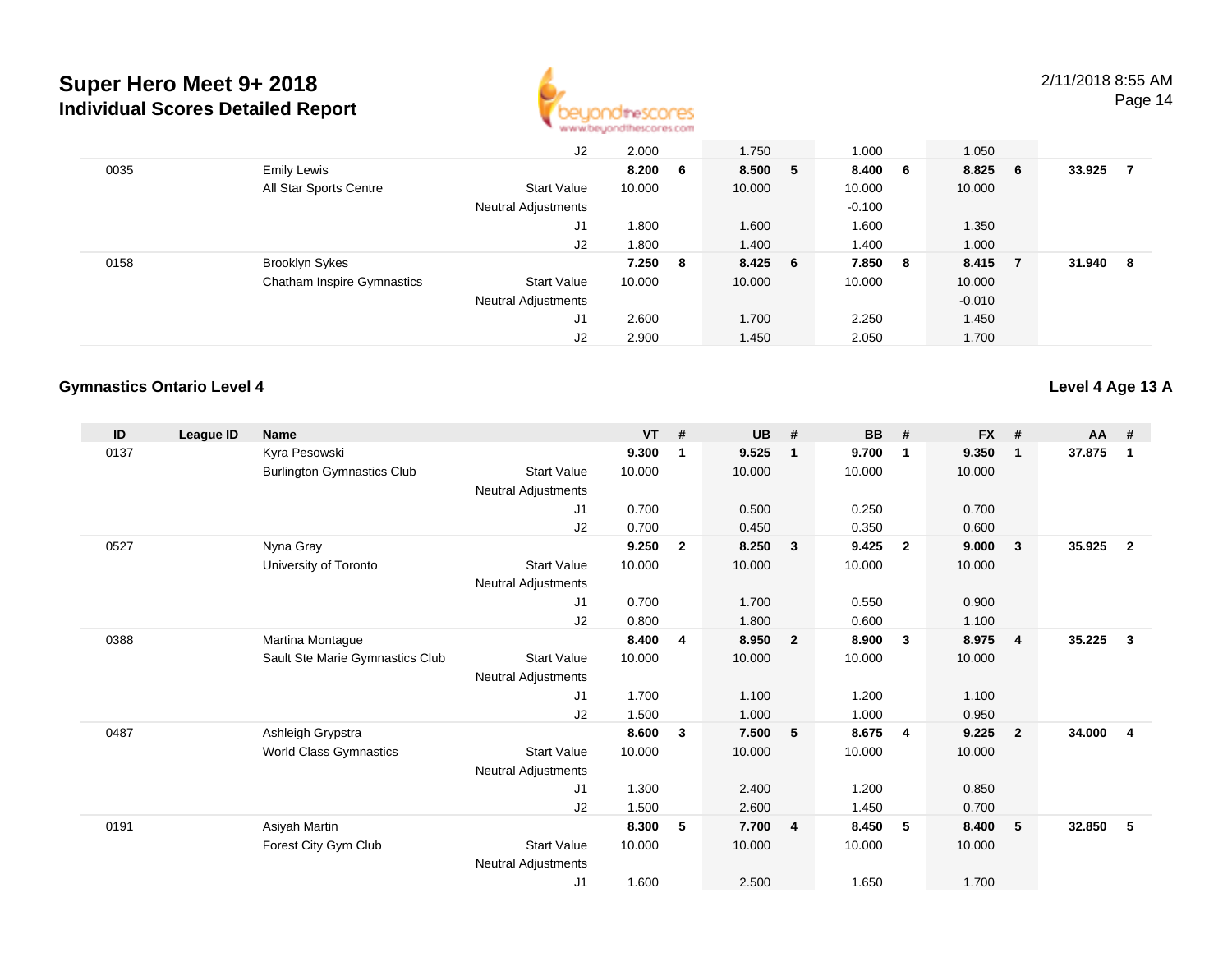# Super Hero Meet 9+ 2018

## Individual Scores Detailed Report

2/11/2018 8:55 AM

| ID | League ID | Name | | VT | # | UB | # | BB | # | FX | # | AA | # |
|---|---|---|---|---|---|---|---|---|---|---|---|---|---|
| | | | J2 | 2.000 | | 1.750 | | 1.000 | | 1.050 | | | |
| 0035 | | Emily Lewis | | **8.200** | **6** | **8.500** | **5** | **8.400** | **6** | **8.825** | **6** | **33.925** | **7** |
| | | All Star Sports Centre | Start Value | 10.000 | | 10.000 | | 10.000 | | 10.000 | | | |
| | | | Neutral Adjustments | | | | | -0.100 | | | | | |
| | | | J1 | 1.800 | | 1.600 | | 1.600 | | 1.350 | | | |
| | | | J2 | 1.800 | | 1.400 | | 1.400 | | 1.000 | | | |
| 0158 | | Brooklyn Sykes | | **7.250** | **8** | **8.425** | **6** | **7.850** | **8** | **8.415** | **7** | **31.940** | **8** |
| | | Chatham Inspire Gymnastics | Start Value | 10.000 | | 10.000 | | 10.000 | | 10.000 | | | |
| | | | Neutral Adjustments | | | | | | | -0.010 | | | |
| | | | J1 | 2.600 | | 1.700 | | 2.250 | | 1.450 | | | |
| | | | J2 | 2.900 | | 1.450 | | 2.050 | | 1.700 | | | |

### Gymnastics Ontario Level 4

**Level 4 Age 13 A**

| ID | League ID | Name | | VT | # | UB | # | BB | # | FX | # | AA | # |
|---|---|---|---|---|---|---|---|---|---|---|---|---|---|
| 0137 | | Kyra Pesowski | | **9.300** | **1** | **9.525** | **1** | **9.700** | **1** | **9.350** | **1** | **37.875** | **1** |
| | | Burlington Gymnastics Club | Start Value | 10.000 | | 10.000 | | 10.000 | | 10.000 | | | |
| | | | Neutral Adjustments | | | | | | | | | | |
| | | | J1 | 0.700 | | 0.500 | | 0.250 | | 0.700 | | | |
| | | | J2 | 0.700 | | 0.450 | | 0.350 | | 0.600 | | | |
| 0527 | | Nyna Gray | | **9.250** | **2** | **8.250** | **3** | **9.425** | **2** | **9.000** | **3** | **35.925** | **2** |
| | | University of Toronto | Start Value | 10.000 | | 10.000 | | 10.000 | | 10.000 | | | |
| | | | Neutral Adjustments | | | | | | | | | | |
| | | | J1 | 0.700 | | 1.700 | | 0.550 | | 0.900 | | | |
| | | | J2 | 0.800 | | 1.800 | | 0.600 | | 1.100 | | | |
| 0388 | | Martina Montague | | **8.400** | **4** | **8.950** | **2** | **8.900** | **3** | **8.975** | **4** | **35.225** | **3** |
| | | Sault Ste Marie Gymnastics Club | Start Value | 10.000 | | 10.000 | | 10.000 | | 10.000 | | | |
| | | | Neutral Adjustments | | | | | | | | | | |
| | | | J1 | 1.700 | | 1.100 | | 1.200 | | 1.100 | | | |
| | | | J2 | 1.500 | | 1.000 | | 1.000 | | 0.950 | | | |
| 0487 | | Ashleigh Grypstra | | **8.600** | **3** | **7.500** | **5** | **8.675** | **4** | **9.225** | **2** | **34.000** | **4** |
| | | World Class Gymnastics | Start Value | 10.000 | | 10.000 | | 10.000 | | 10.000 | | | |
| | | | Neutral Adjustments | | | | | | | | | | |
| | | | J1 | 1.300 | | 2.400 | | 1.200 | | 0.850 | | | |
| | | | J2 | 1.500 | | 2.600 | | 1.450 | | 0.700 | | | |
| 0191 | | Asiyah Martin | | **8.300** | **5** | **7.700** | **4** | **8.450** | **5** | **8.400** | **5** | **32.850** | **5** |
| | | Forest City Gym Club | Start Value | 10.000 | | 10.000 | | 10.000 | | 10.000 | | | |
| | | | Neutral Adjustments | | | | | | | | | | |
| | | | J1 | 1.600 | | 2.500 | | 1.650 | | 1.700 | | | |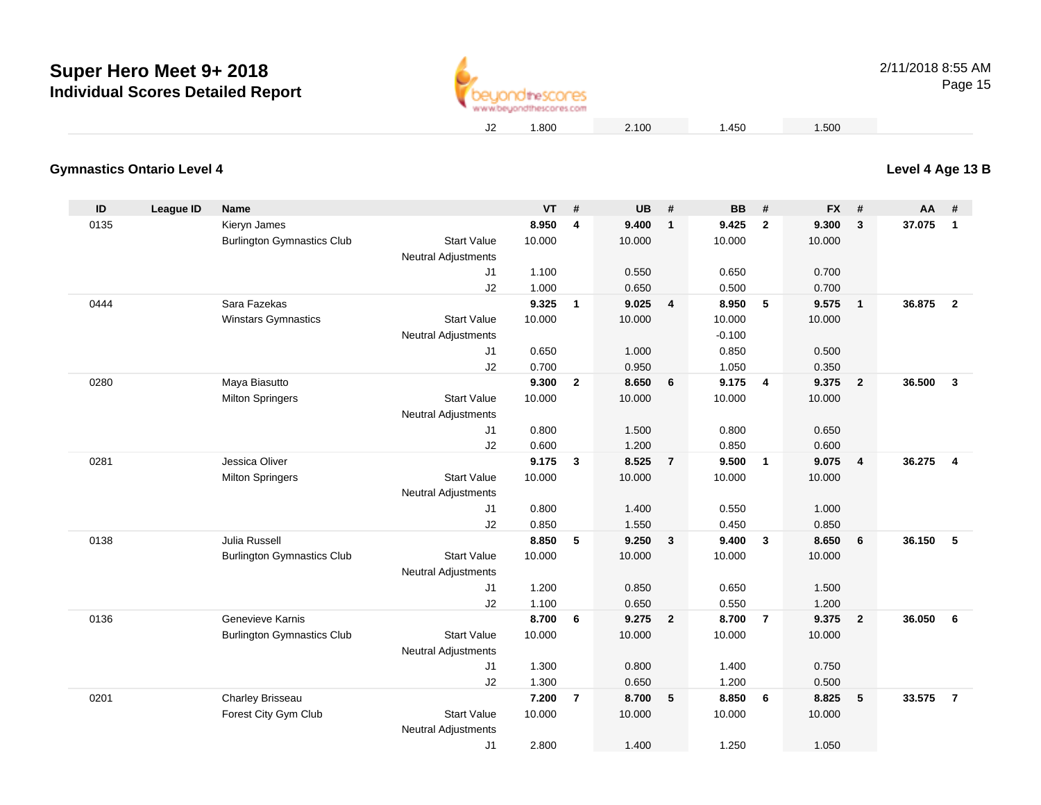# Super Hero Meet 9+ 2018

## Individual Scores Detailed Report

| | | | | | | | | |
|---|---|---|---|---|---|---|---|---|
| J2 | 1.800 | | 2.100 | | 1.450 | | 1.500 | |

### Gymnastics Ontario Level 4

### Level 4 Age 13 B

| ID | League ID | Name | | VT | # | UB | # | BB | # | FX | # | AA | # |
|---|---|---|---|---|---|---|---|---|---|---|---|---|---|
| 0135 | | Kieryn James | | **8.950** | **4** | **9.400** | **1** | **9.425** | **2** | **9.300** | **3** | **37.075** | **1** |
| | | Burlington Gymnastics Club | Start Value | 10.000 | | 10.000 | | 10.000 | | 10.000 | | | |
| | | | Neutral Adjustments | | | | | | | | | | |
| | | | J1 | 1.100 | | 0.550 | | 0.650 | | 0.700 | | | |
| | | | J2 | 1.000 | | 0.650 | | 0.500 | | 0.700 | | | |
| 0444 | | Sara Fazekas | | **9.325** | **1** | **9.025** | **4** | **8.950** | **5** | **9.575** | **1** | **36.875** | **2** |
| | | Winstars Gymnastics | Start Value | 10.000 | | 10.000 | | 10.000 | | 10.000 | | | |
| | | | Neutral Adjustments | | | | | -0.100 | | | | | |
| | | | J1 | 0.650 | | 1.000 | | 0.850 | | 0.500 | | | |
| | | | J2 | 0.700 | | 0.950 | | 1.050 | | 0.350 | | | |
| 0280 | | Maya Biasutto | | **9.300** | **2** | **8.650** | **6** | **9.175** | **4** | **9.375** | **2** | **36.500** | **3** |
| | | Milton Springers | Start Value | 10.000 | | 10.000 | | 10.000 | | 10.000 | | | |
| | | | Neutral Adjustments | | | | | | | | | | |
| | | | J1 | 0.800 | | 1.500 | | 0.800 | | 0.650 | | | |
| | | | J2 | 0.600 | | 1.200 | | 0.850 | | 0.600 | | | |
| 0281 | | Jessica Oliver | | **9.175** | **3** | **8.525** | **7** | **9.500** | **1** | **9.075** | **4** | **36.275** | **4** |
| | | Milton Springers | Start Value | 10.000 | | 10.000 | | 10.000 | | 10.000 | | | |
| | | | Neutral Adjustments | | | | | | | | | | |
| | | | J1 | 0.800 | | 1.400 | | 0.550 | | 1.000 | | | |
| | | | J2 | 0.850 | | 1.550 | | 0.450 | | 0.850 | | | |
| 0138 | | Julia Russell | | **8.850** | **5** | **9.250** | **3** | **9.400** | **3** | **8.650** | **6** | **36.150** | **5** |
| | | Burlington Gymnastics Club | Start Value | 10.000 | | 10.000 | | 10.000 | | 10.000 | | | |
| | | | Neutral Adjustments | | | | | | | | | | |
| | | | J1 | 1.200 | | 0.850 | | 0.650 | | 1.500 | | | |
| | | | J2 | 1.100 | | 0.650 | | 0.550 | | 1.200 | | | |
| 0136 | | Genevieve Karnis | | **8.700** | **6** | **9.275** | **2** | **8.700** | **7** | **9.375** | **2** | **36.050** | **6** |
| | | Burlington Gymnastics Club | Start Value | 10.000 | | 10.000 | | 10.000 | | 10.000 | | | |
| | | | Neutral Adjustments | | | | | | | | | | |
| | | | J1 | 1.300 | | 0.800 | | 1.400 | | 0.750 | | | |
| | | | J2 | 1.300 | | 0.650 | | 1.200 | | 0.500 | | | |
| 0201 | | Charley Brisseau | | **7.200** | **7** | **8.700** | **5** | **8.850** | **6** | **8.825** | **5** | **33.575** | **7** |
| | | Forest City Gym Club | Start Value | 10.000 | | 10.000 | | 10.000 | | 10.000 | | | |
| | | | Neutral Adjustments | | | | | | | | | | |
| | | | J1 | 2.800 | | 1.400 | | 1.250 | | 1.050 | | | |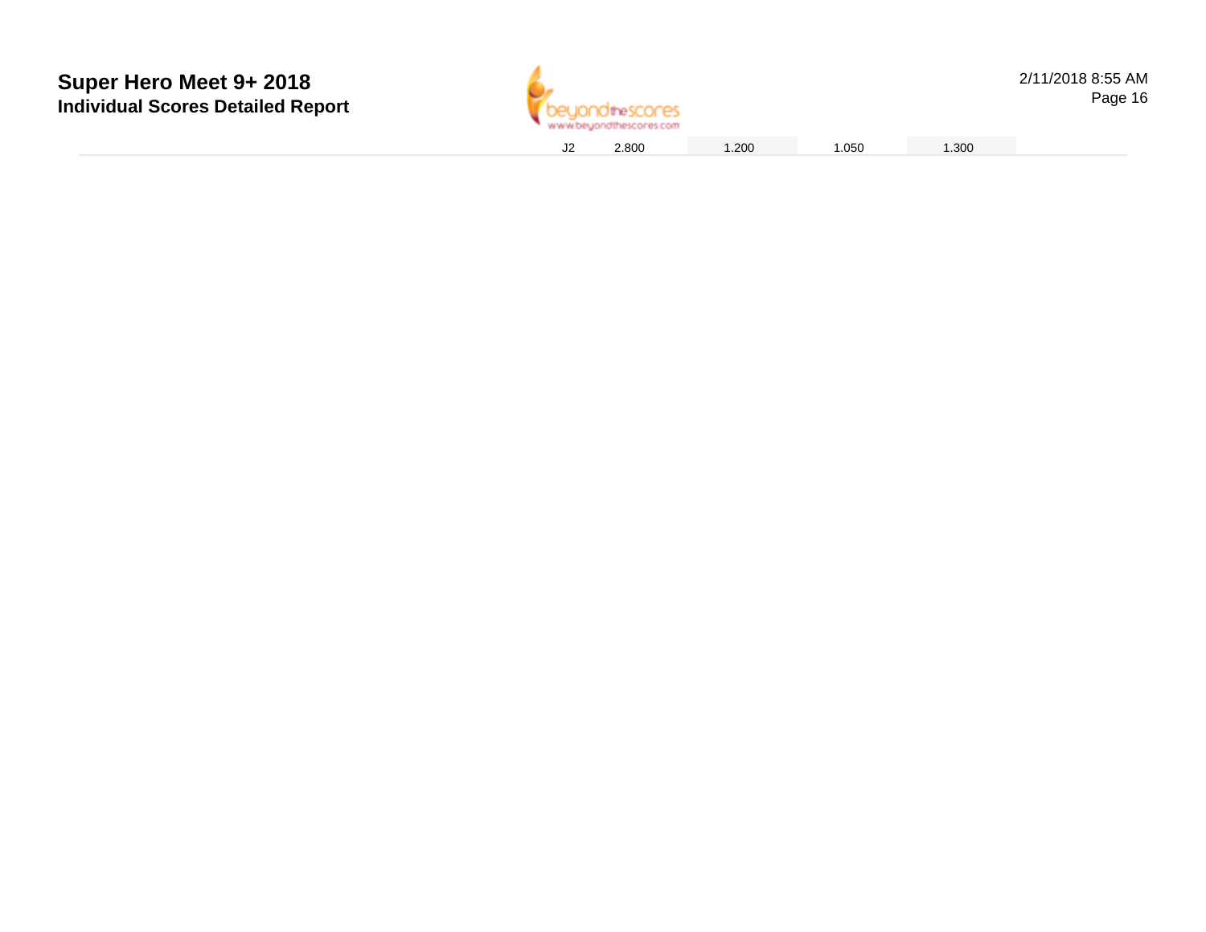| | | | | | |
|---|---|---|---|---|---|
| J2 | 2.800 | 1.200 | 1.050 | 1.300 | |